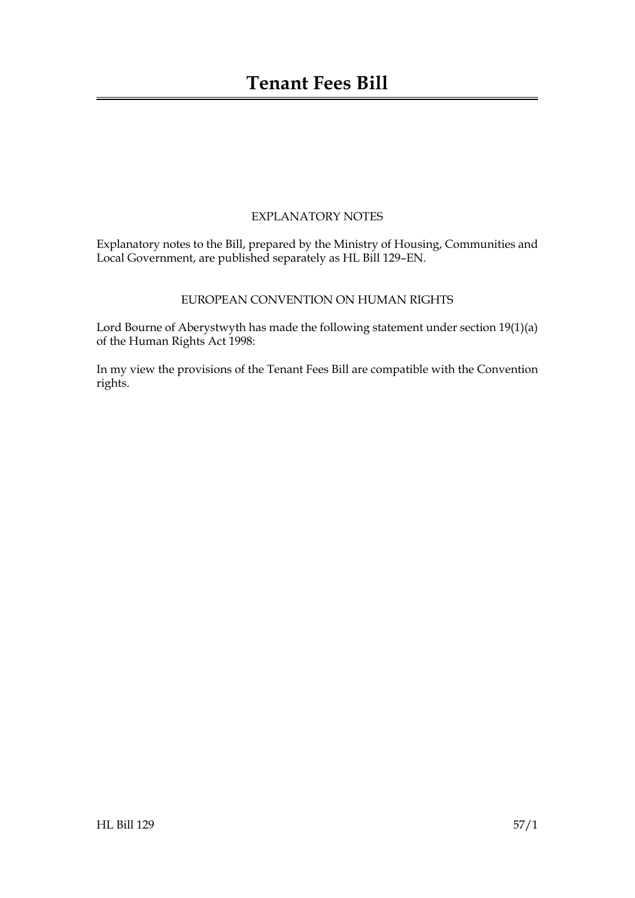# Tenant Fees Bill

## EXPLANATORY NOTES

Explanatory notes to the Bill, prepared by the Ministry of Housing, Communities and Local Government, are published separately as HL Bill 129–EN.

## EUROPEAN CONVENTION ON HUMAN RIGHTS

Lord Bourne of Aberystwyth has made the following statement under section 19(1)(a) of the Human Rights Act 1998:

In my view the provisions of the Tenant Fees Bill are compatible with the Convention rights.

HL Bill 129 57/1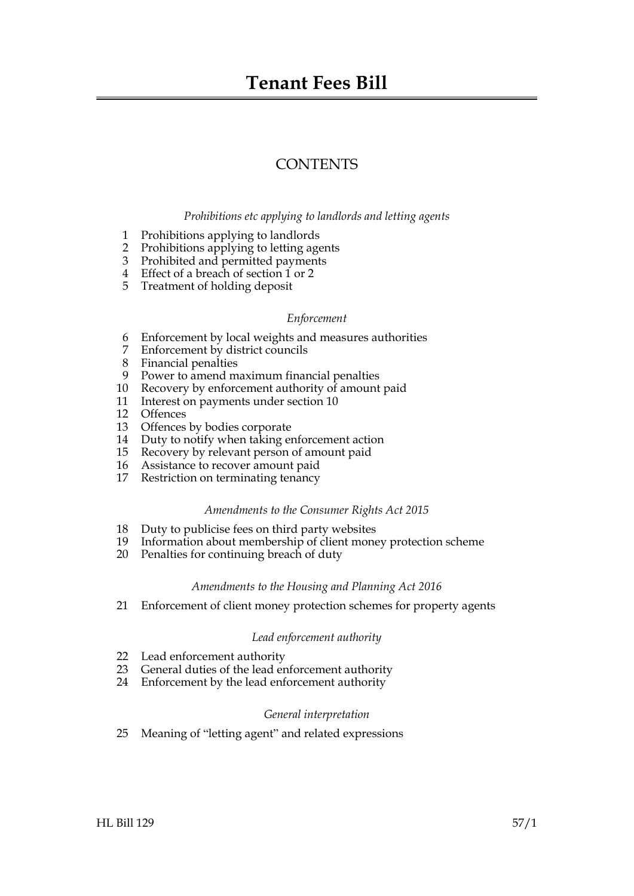# Tenant Fees Bill

## CONTENTS

*Prohibitions etc applying to landlords and letting agents*

1 Prohibitions applying to landlords
2 Prohibitions applying to letting agents
3 Prohibited and permitted payments
4 Effect of a breach of section 1 or 2
5 Treatment of holding deposit

*Enforcement*

6 Enforcement by local weights and measures authorities
7 Enforcement by district councils
8 Financial penalties
9 Power to amend maximum financial penalties
10 Recovery by enforcement authority of amount paid
11 Interest on payments under section 10
12 Offences
13 Offences by bodies corporate
14 Duty to notify when taking enforcement action
15 Recovery by relevant person of amount paid
16 Assistance to recover amount paid
17 Restriction on terminating tenancy

*Amendments to the Consumer Rights Act 2015*

18 Duty to publicise fees on third party websites
19 Information about membership of client money protection scheme
20 Penalties for continuing breach of duty

*Amendments to the Housing and Planning Act 2016*

21 Enforcement of client money protection schemes for property agents

*Lead enforcement authority*

22 Lead enforcement authority
23 General duties of the lead enforcement authority
24 Enforcement by the lead enforcement authority

*General interpretation*

25 Meaning of "letting agent" and related expressions

HL Bill 129 57/1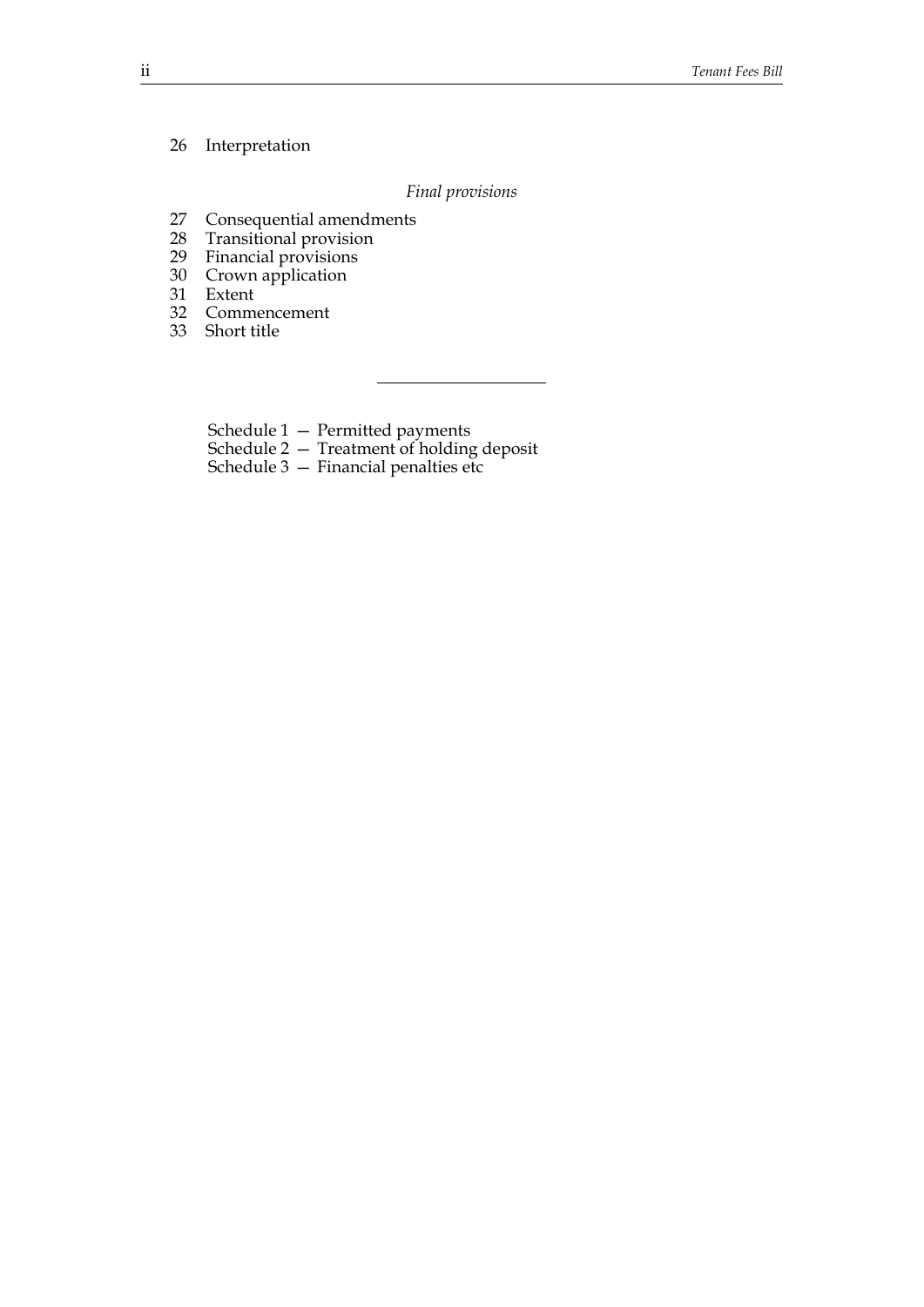26 Interpretation

*Final provisions*

27 Consequential amendments
28 Transitional provision
29 Financial provisions
30 Crown application
31 Extent
32 Commencement
33 Short title

---

Schedule 1 — Permitted payments
Schedule 2 — Treatment of holding deposit
Schedule 3 — Financial penalties etc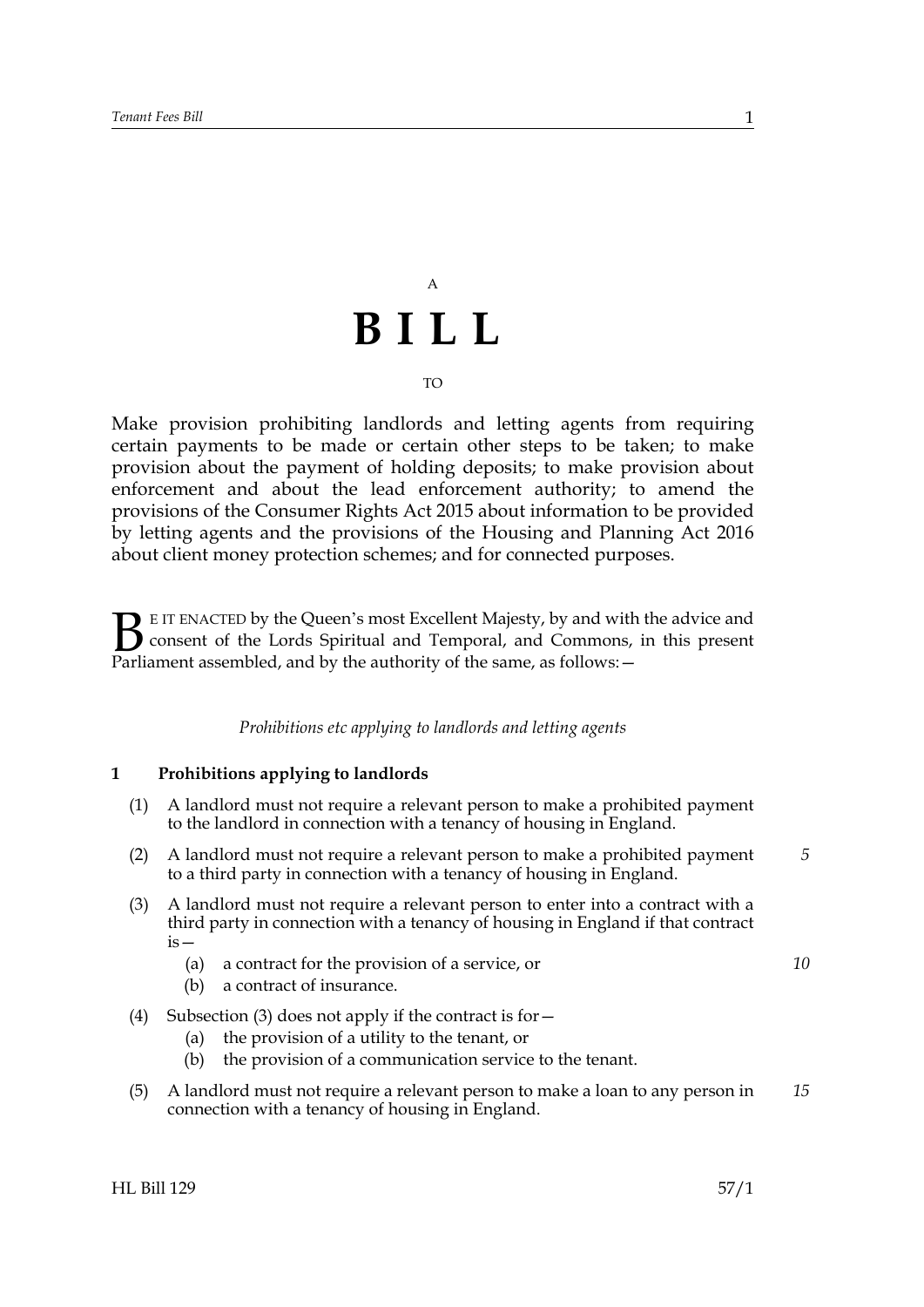A

# BILL

TO

Make provision prohibiting landlords and letting agents from requiring certain payments to be made or certain other steps to be taken; to make provision about the payment of holding deposits; to make provision about enforcement and about the lead enforcement authority; to amend the provisions of the Consumer Rights Act 2015 about information to be provided by letting agents and the provisions of the Housing and Planning Act 2016 about client money protection schemes; and for connected purposes.

BE IT ENACTED by the Queen's most Excellent Majesty, by and with the advice and consent of the Lords Spiritual and Temporal, and Commons, in this present Parliament assembled, and by the authority of the same, as follows:—

*Prohibitions etc applying to landlords and letting agents*

### 1 Prohibitions applying to landlords

(1) A landlord must not require a relevant person to make a prohibited payment to the landlord in connection with a tenancy of housing in England.

(2) A landlord must not require a relevant person to make a prohibited payment to a third party in connection with a tenancy of housing in England.

(3) A landlord must not require a relevant person to enter into a contract with a third party in connection with a tenancy of housing in England if that contract is—

- (a) a contract for the provision of a service, or
- (b) a contract of insurance.

(4) Subsection (3) does not apply if the contract is for—

- (a) the provision of a utility to the tenant, or
- (b) the provision of a communication service to the tenant.

(5) A landlord must not require a relevant person to make a loan to any person in connection with a tenancy of housing in England.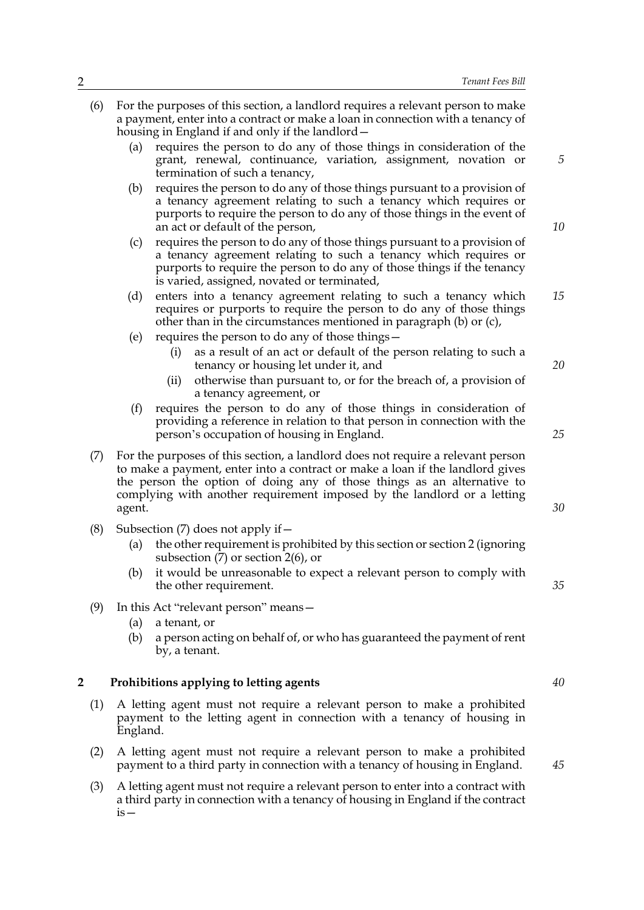(6) For the purposes of this section, a landlord requires a relevant person to make a payment, enter into a contract or make a loan in connection with a tenancy of housing in England if and only if the landlord—

(a) requires the person to do any of those things in consideration of the grant, renewal, continuance, variation, assignment, novation or termination of such a tenancy,

(b) requires the person to do any of those things pursuant to a provision of a tenancy agreement relating to such a tenancy which requires or purports to require the person to do any of those things in the event of an act or default of the person,

(c) requires the person to do any of those things pursuant to a provision of a tenancy agreement relating to such a tenancy which requires or purports to require the person to do any of those things if the tenancy is varied, assigned, novated or terminated,

(d) enters into a tenancy agreement relating to such a tenancy which requires or purports to require the person to do any of those things other than in the circumstances mentioned in paragraph (b) or (c),

(e) requires the person to do any of those things—

(i) as a result of an act or default of the person relating to such a tenancy or housing let under it, and

(ii) otherwise than pursuant to, or for the breach of, a provision of a tenancy agreement, or

(f) requires the person to do any of those things in consideration of providing a reference in relation to that person in connection with the person's occupation of housing in England.

(7) For the purposes of this section, a landlord does not require a relevant person to make a payment, enter into a contract or make a loan if the landlord gives the person the option of doing any of those things as an alternative to complying with another requirement imposed by the landlord or a letting agent.

(8) Subsection (7) does not apply if—

(a) the other requirement is prohibited by this section or section 2 (ignoring subsection (7) or section 2(6), or

(b) it would be unreasonable to expect a relevant person to comply with the other requirement.

(9) In this Act "relevant person" means—

(a) a tenant, or

(b) a person acting on behalf of, or who has guaranteed the payment of rent by, a tenant.

## 2 Prohibitions applying to letting agents

(1) A letting agent must not require a relevant person to make a prohibited payment to the letting agent in connection with a tenancy of housing in England.

(2) A letting agent must not require a relevant person to make a prohibited payment to a third party in connection with a tenancy of housing in England.

(3) A letting agent must not require a relevant person to enter into a contract with a third party in connection with a tenancy of housing in England if the contract is—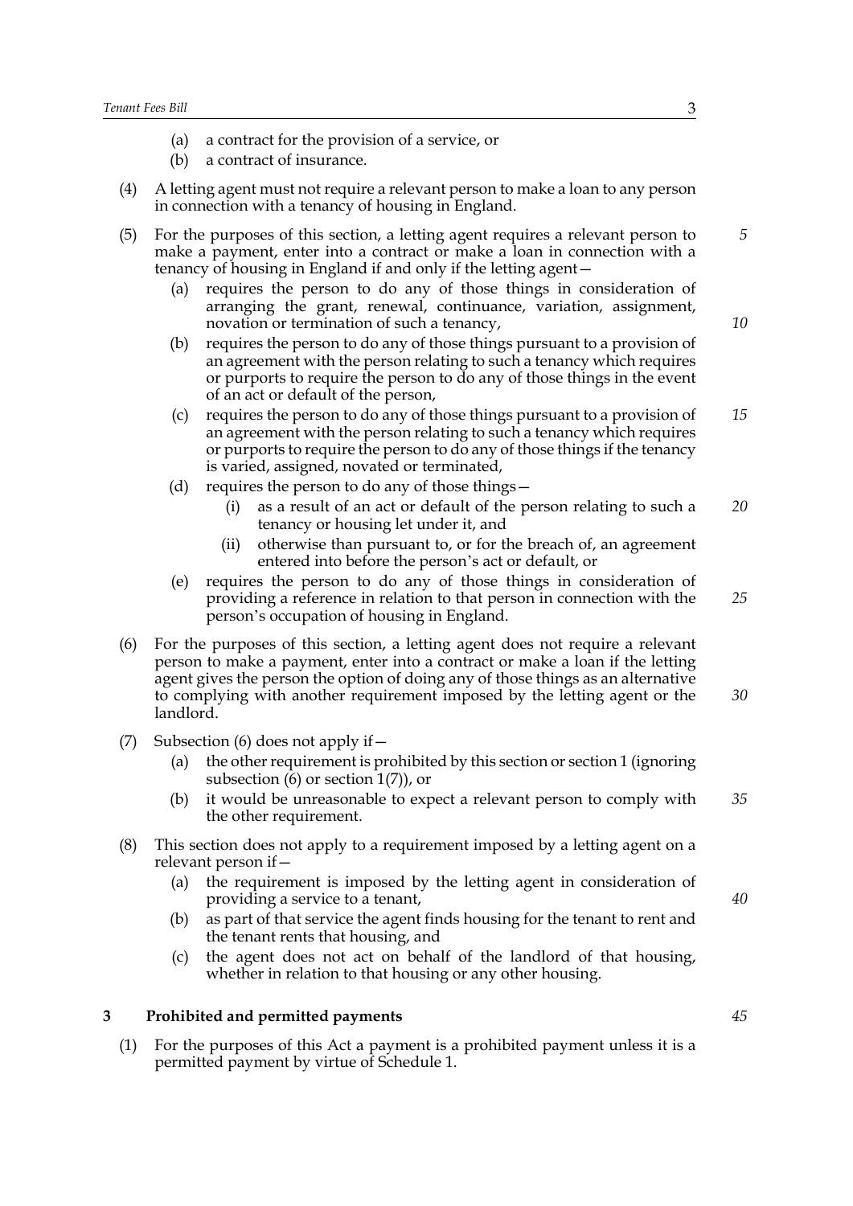(a) a contract for the provision of a service, or

(b) a contract of insurance.

(4) A letting agent must not require a relevant person to make a loan to any person in connection with a tenancy of housing in England.

(5) For the purposes of this section, a letting agent requires a relevant person to make a payment, enter into a contract or make a loan in connection with a tenancy of housing in England if and only if the letting agent—

(a) requires the person to do any of those things in consideration of arranging the grant, renewal, continuance, variation, assignment, novation or termination of such a tenancy,

(b) requires the person to do any of those things pursuant to a provision of an agreement with the person relating to such a tenancy which requires or purports to require the person to do any of those things in the event of an act or default of the person,

(c) requires the person to do any of those things pursuant to a provision of an agreement with the person relating to such a tenancy which requires or purports to require the person to do any of those things if the tenancy is varied, assigned, novated or terminated,

(d) requires the person to do any of those things—

(i) as a result of an act or default of the person relating to such a tenancy or housing let under it, and

(ii) otherwise than pursuant to, or for the breach of, an agreement entered into before the person's act or default, or

(e) requires the person to do any of those things in consideration of providing a reference in relation to that person in connection with the person's occupation of housing in England.

(6) For the purposes of this section, a letting agent does not require a relevant person to make a payment, enter into a contract or make a loan if the letting agent gives the person the option of doing any of those things as an alternative to complying with another requirement imposed by the letting agent or the landlord.

(7) Subsection (6) does not apply if—

(a) the other requirement is prohibited by this section or section 1 (ignoring subsection (6) or section 1(7)), or

(b) it would be unreasonable to expect a relevant person to comply with the other requirement.

(8) This section does not apply to a requirement imposed by a letting agent on a relevant person if—

(a) the requirement is imposed by the letting agent in consideration of providing a service to a tenant,

(b) as part of that service the agent finds housing for the tenant to rent and the tenant rents that housing, and

(c) the agent does not act on behalf of the landlord of that housing, whether in relation to that housing or any other housing.

## 3 Prohibited and permitted payments

(1) For the purposes of this Act a payment is a prohibited payment unless it is a permitted payment by virtue of Schedule 1.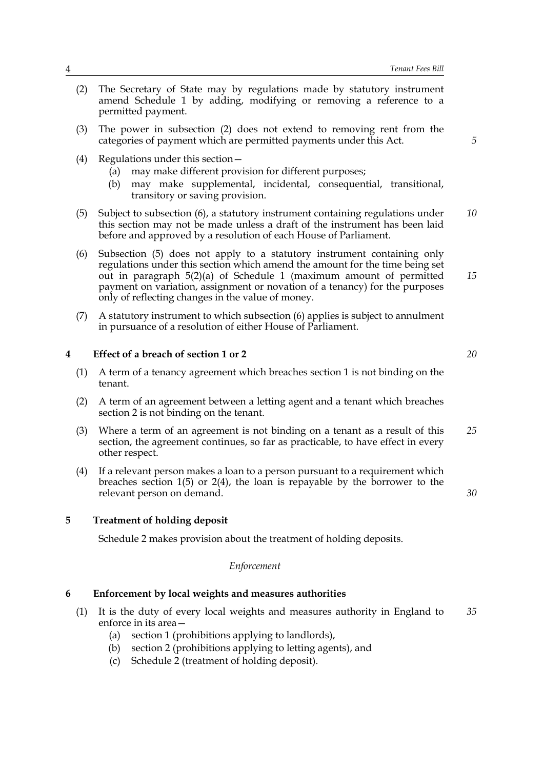(2) The Secretary of State may by regulations made by statutory instrument amend Schedule 1 by adding, modifying or removing a reference to a permitted payment.

(3) The power in subsection (2) does not extend to removing rent from the categories of payment which are permitted payments under this Act.

(4) Regulations under this section—
   (a) may make different provision for different purposes;
   (b) may make supplemental, incidental, consequential, transitional, transitory or saving provision.

(5) Subject to subsection (6), a statutory instrument containing regulations under this section may not be made unless a draft of the instrument has been laid before and approved by a resolution of each House of Parliament.

(6) Subsection (5) does not apply to a statutory instrument containing only regulations under this section which amend the amount for the time being set out in paragraph 5(2)(a) of Schedule 1 (maximum amount of permitted payment on variation, assignment or novation of a tenancy) for the purposes only of reflecting changes in the value of money.

(7) A statutory instrument to which subsection (6) applies is subject to annulment in pursuance of a resolution of either House of Parliament.

## 4 Effect of a breach of section 1 or 2

(1) A term of a tenancy agreement which breaches section 1 is not binding on the tenant.

(2) A term of an agreement between a letting agent and a tenant which breaches section 2 is not binding on the tenant.

(3) Where a term of an agreement is not binding on a tenant as a result of this section, the agreement continues, so far as practicable, to have effect in every other respect.

(4) If a relevant person makes a loan to a person pursuant to a requirement which breaches section 1(5) or 2(4), the loan is repayable by the borrower to the relevant person on demand.

## 5 Treatment of holding deposit

Schedule 2 makes provision about the treatment of holding deposits.

*Enforcement*

## 6 Enforcement by local weights and measures authorities

(1) It is the duty of every local weights and measures authority in England to enforce in its area—
   (a) section 1 (prohibitions applying to landlords),
   (b) section 2 (prohibitions applying to letting agents), and
   (c) Schedule 2 (treatment of holding deposit).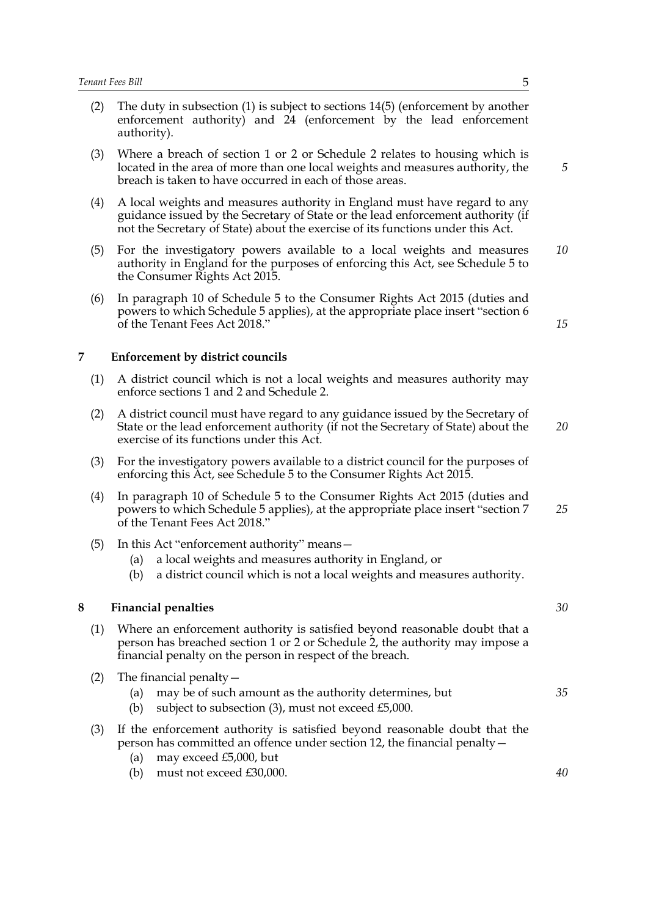(2) The duty in subsection (1) is subject to sections 14(5) (enforcement by another enforcement authority) and 24 (enforcement by the lead enforcement authority).

(3) Where a breach of section 1 or 2 or Schedule 2 relates to housing which is located in the area of more than one local weights and measures authority, the breach is taken to have occurred in each of those areas.

(4) A local weights and measures authority in England must have regard to any guidance issued by the Secretary of State or the lead enforcement authority (if not the Secretary of State) about the exercise of its functions under this Act.

(5) For the investigatory powers available to a local weights and measures authority in England for the purposes of enforcing this Act, see Schedule 5 to the Consumer Rights Act 2015.

(6) In paragraph 10 of Schedule 5 to the Consumer Rights Act 2015 (duties and powers to which Schedule 5 applies), at the appropriate place insert "section 6 of the Tenant Fees Act 2018."

## 7 Enforcement by district councils

(1) A district council which is not a local weights and measures authority may enforce sections 1 and 2 and Schedule 2.

(2) A district council must have regard to any guidance issued by the Secretary of State or the lead enforcement authority (if not the Secretary of State) about the exercise of its functions under this Act.

(3) For the investigatory powers available to a district council for the purposes of enforcing this Act, see Schedule 5 to the Consumer Rights Act 2015.

(4) In paragraph 10 of Schedule 5 to the Consumer Rights Act 2015 (duties and powers to which Schedule 5 applies), at the appropriate place insert "section 7 of the Tenant Fees Act 2018."

(5) In this Act "enforcement authority" means—
   (a) a local weights and measures authority in England, or
   (b) a district council which is not a local weights and measures authority.

## 8 Financial penalties

(1) Where an enforcement authority is satisfied beyond reasonable doubt that a person has breached section 1 or 2 or Schedule 2, the authority may impose a financial penalty on the person in respect of the breach.

(2) The financial penalty—
   (a) may be of such amount as the authority determines, but
   (b) subject to subsection (3), must not exceed £5,000.

(3) If the enforcement authority is satisfied beyond reasonable doubt that the person has committed an offence under section 12, the financial penalty—
   (a) may exceed £5,000, but
   (b) must not exceed £30,000.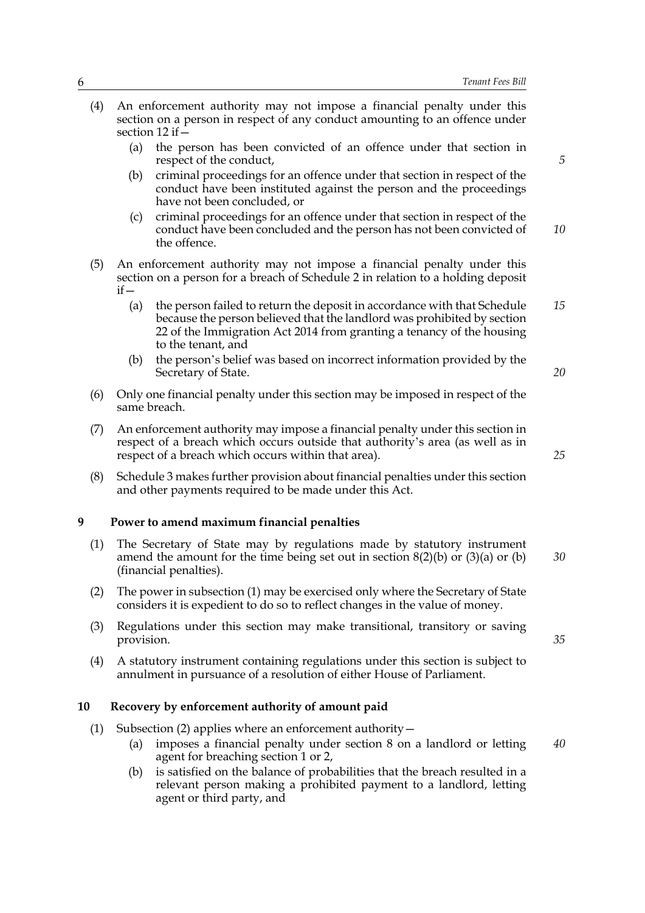(4) An enforcement authority may not impose a financial penalty under this section on a person in respect of any conduct amounting to an offence under section 12 if—

  (a) the person has been convicted of an offence under that section in respect of the conduct,

  (b) criminal proceedings for an offence under that section in respect of the conduct have been instituted against the person and the proceedings have not been concluded, or

  (c) criminal proceedings for an offence under that section in respect of the conduct have been concluded and the person has not been convicted of the offence.

(5) An enforcement authority may not impose a financial penalty under this section on a person for a breach of Schedule 2 in relation to a holding deposit if—

  (a) the person failed to return the deposit in accordance with that Schedule because the person believed that the landlord was prohibited by section 22 of the Immigration Act 2014 from granting a tenancy of the housing to the tenant, and

  (b) the person's belief was based on incorrect information provided by the Secretary of State.

(6) Only one financial penalty under this section may be imposed in respect of the same breach.

(7) An enforcement authority may impose a financial penalty under this section in respect of a breach which occurs outside that authority's area (as well as in respect of a breach which occurs within that area).

(8) Schedule 3 makes further provision about financial penalties under this section and other payments required to be made under this Act.

## 9 Power to amend maximum financial penalties

(1) The Secretary of State may by regulations made by statutory instrument amend the amount for the time being set out in section 8(2)(b) or (3)(a) or (b) (financial penalties).

(2) The power in subsection (1) may be exercised only where the Secretary of State considers it is expedient to do so to reflect changes in the value of money.

(3) Regulations under this section may make transitional, transitory or saving provision.

(4) A statutory instrument containing regulations under this section is subject to annulment in pursuance of a resolution of either House of Parliament.

## 10 Recovery by enforcement authority of amount paid

(1) Subsection (2) applies where an enforcement authority—

  (a) imposes a financial penalty under section 8 on a landlord or letting agent for breaching section 1 or 2,

  (b) is satisfied on the balance of probabilities that the breach resulted in a relevant person making a prohibited payment to a landlord, letting agent or third party, and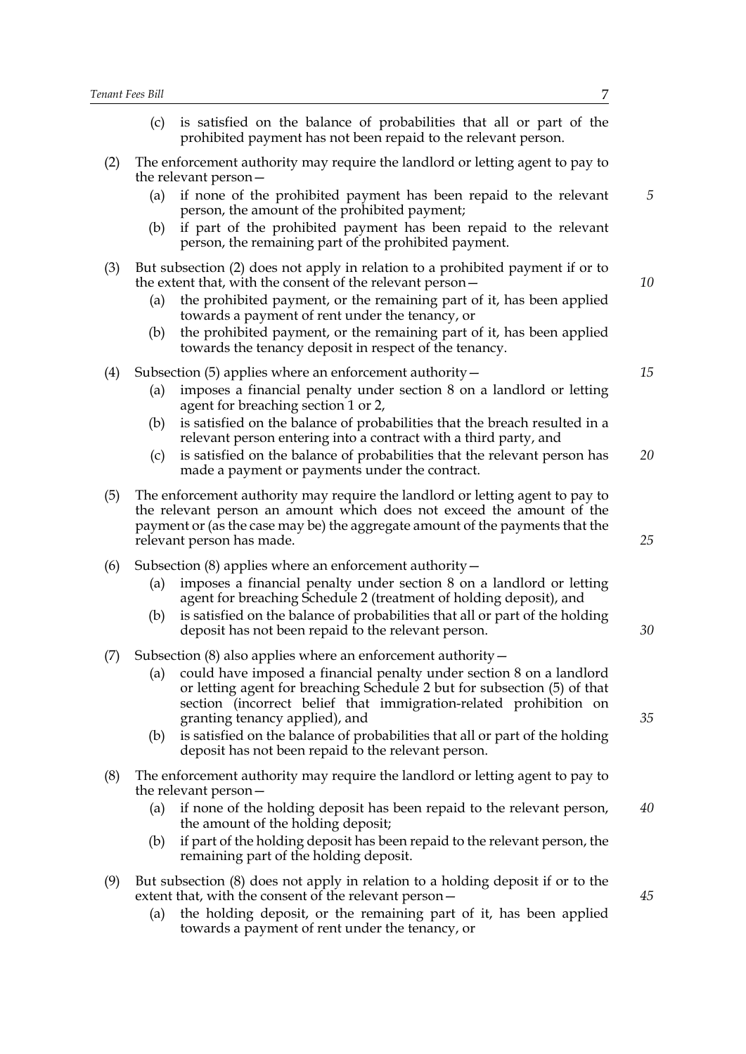(c) is satisfied on the balance of probabilities that all or part of the prohibited payment has not been repaid to the relevant person.

(2) The enforcement authority may require the landlord or letting agent to pay to the relevant person—

(a) if none of the prohibited payment has been repaid to the relevant person, the amount of the prohibited payment;

(b) if part of the prohibited payment has been repaid to the relevant person, the remaining part of the prohibited payment.

(3) But subsection (2) does not apply in relation to a prohibited payment if or to the extent that, with the consent of the relevant person—

(a) the prohibited payment, or the remaining part of it, has been applied towards a payment of rent under the tenancy, or

(b) the prohibited payment, or the remaining part of it, has been applied towards the tenancy deposit in respect of the tenancy.

(4) Subsection (5) applies where an enforcement authority—

(a) imposes a financial penalty under section 8 on a landlord or letting agent for breaching section 1 or 2,

(b) is satisfied on the balance of probabilities that the breach resulted in a relevant person entering into a contract with a third party, and

(c) is satisfied on the balance of probabilities that the relevant person has made a payment or payments under the contract.

(5) The enforcement authority may require the landlord or letting agent to pay to the relevant person an amount which does not exceed the amount of the payment or (as the case may be) the aggregate amount of the payments that the relevant person has made.

(6) Subsection (8) applies where an enforcement authority—

(a) imposes a financial penalty under section 8 on a landlord or letting agent for breaching Schedule 2 (treatment of holding deposit), and

(b) is satisfied on the balance of probabilities that all or part of the holding deposit has not been repaid to the relevant person.

(7) Subsection (8) also applies where an enforcement authority—

(a) could have imposed a financial penalty under section 8 on a landlord or letting agent for breaching Schedule 2 but for subsection (5) of that section (incorrect belief that immigration-related prohibition on granting tenancy applied), and

(b) is satisfied on the balance of probabilities that all or part of the holding deposit has not been repaid to the relevant person.

(8) The enforcement authority may require the landlord or letting agent to pay to the relevant person—

(a) if none of the holding deposit has been repaid to the relevant person, the amount of the holding deposit;

(b) if part of the holding deposit has been repaid to the relevant person, the remaining part of the holding deposit.

(9) But subsection (8) does not apply in relation to a holding deposit if or to the extent that, with the consent of the relevant person—

(a) the holding deposit, or the remaining part of it, has been applied towards a payment of rent under the tenancy, or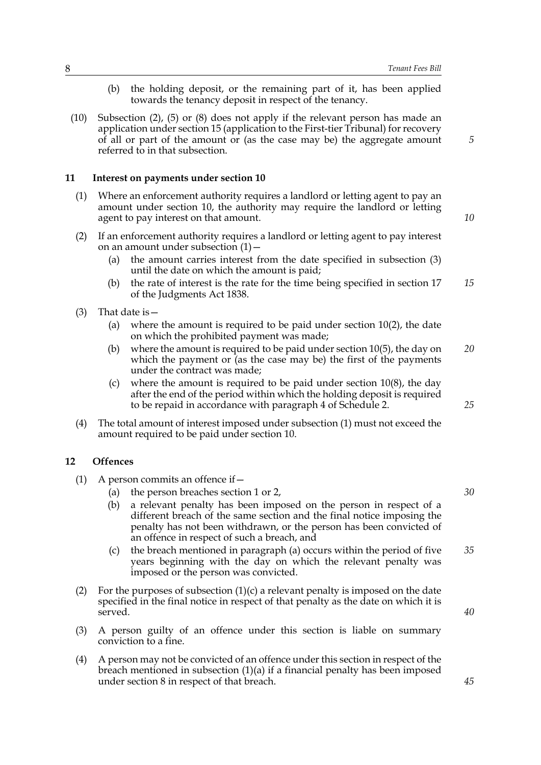(b) the holding deposit, or the remaining part of it, has been applied towards the tenancy deposit in respect of the tenancy.

(10) Subsection (2), (5) or (8) does not apply if the relevant person has made an application under section 15 (application to the First-tier Tribunal) for recovery of all or part of the amount or (as the case may be) the aggregate amount referred to in that subsection.

## 11 Interest on payments under section 10

(1) Where an enforcement authority requires a landlord or letting agent to pay an amount under section 10, the authority may require the landlord or letting agent to pay interest on that amount.

(2) If an enforcement authority requires a landlord or letting agent to pay interest on an amount under subsection (1)—

- (a) the amount carries interest from the date specified in subsection (3) until the date on which the amount is paid;
- (b) the rate of interest is the rate for the time being specified in section 17 of the Judgments Act 1838.

(3) That date is—

- (a) where the amount is required to be paid under section 10(2), the date on which the prohibited payment was made;
- (b) where the amount is required to be paid under section 10(5), the day on which the payment or (as the case may be) the first of the payments under the contract was made;
- (c) where the amount is required to be paid under section 10(8), the day after the end of the period within which the holding deposit is required to be repaid in accordance with paragraph 4 of Schedule 2.

(4) The total amount of interest imposed under subsection (1) must not exceed the amount required to be paid under section 10.

## 12 Offences

(1) A person commits an offence if—

- (a) the person breaches section 1 or 2,
- (b) a relevant penalty has been imposed on the person in respect of a different breach of the same section and the final notice imposing the penalty has not been withdrawn, or the person has been convicted of an offence in respect of such a breach, and
- (c) the breach mentioned in paragraph (a) occurs within the period of five years beginning with the day on which the relevant penalty was imposed or the person was convicted.

(2) For the purposes of subsection (1)(c) a relevant penalty is imposed on the date specified in the final notice in respect of that penalty as the date on which it is served.

(3) A person guilty of an offence under this section is liable on summary conviction to a fine.

(4) A person may not be convicted of an offence under this section in respect of the breach mentioned in subsection (1)(a) if a financial penalty has been imposed under section 8 in respect of that breach.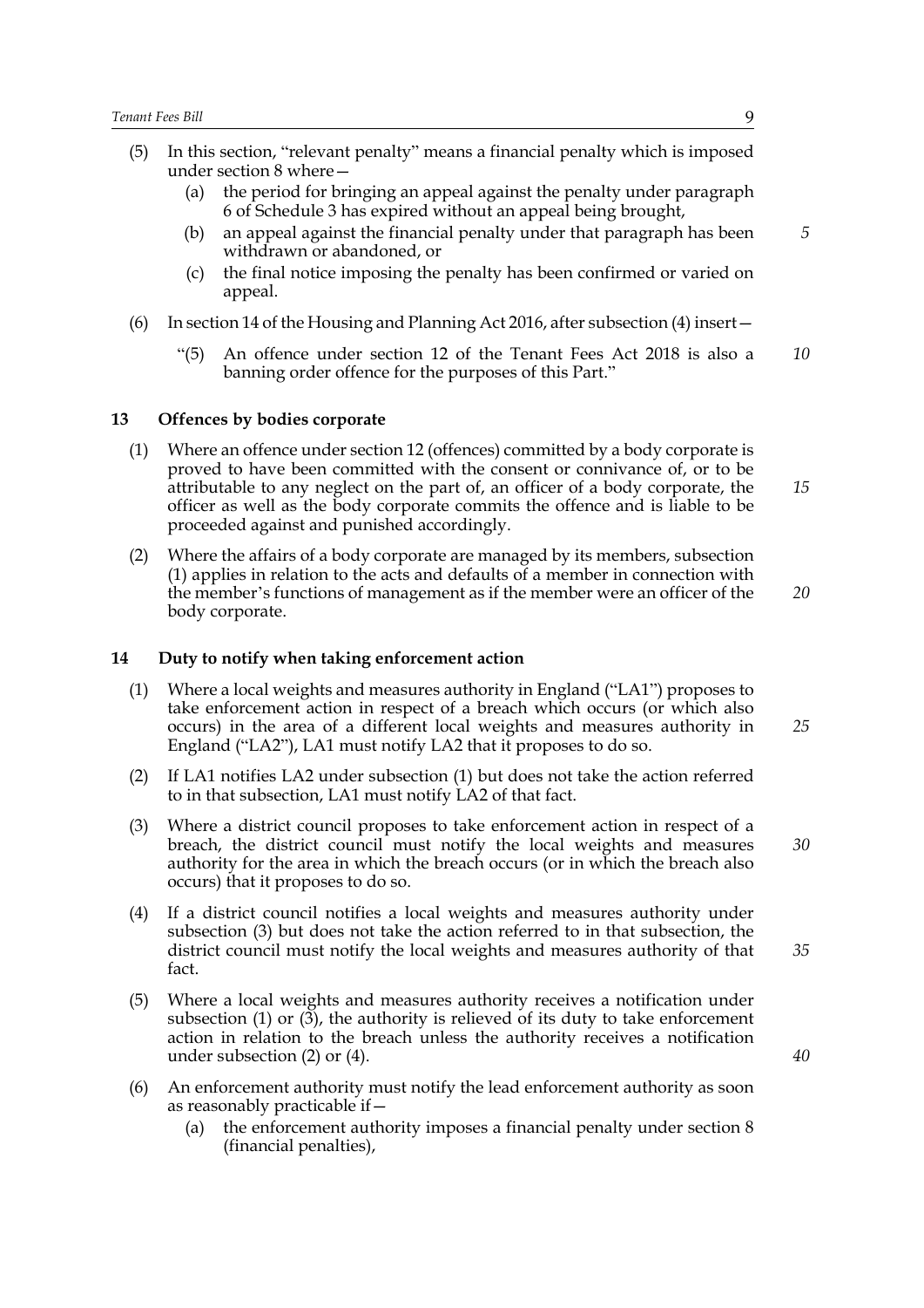(5) In this section, "relevant penalty" means a financial penalty which is imposed under section 8 where—

  (a) the period for bringing an appeal against the penalty under paragraph 6 of Schedule 3 has expired without an appeal being brought,

  (b) an appeal against the financial penalty under that paragraph has been withdrawn or abandoned, or

  (c) the final notice imposing the penalty has been confirmed or varied on appeal.

(6) In section 14 of the Housing and Planning Act 2016, after subsection (4) insert—

> "(5) An offence under section 12 of the Tenant Fees Act 2018 is also a banning order offence for the purposes of this Part."

## 13 Offences by bodies corporate

(1) Where an offence under section 12 (offences) committed by a body corporate is proved to have been committed with the consent or connivance of, or to be attributable to any neglect on the part of, an officer of a body corporate, the officer as well as the body corporate commits the offence and is liable to be proceeded against and punished accordingly.

(2) Where the affairs of a body corporate are managed by its members, subsection (1) applies in relation to the acts and defaults of a member in connection with the member's functions of management as if the member were an officer of the body corporate.

## 14 Duty to notify when taking enforcement action

(1) Where a local weights and measures authority in England ("LA1") proposes to take enforcement action in respect of a breach which occurs (or which also occurs) in the area of a different local weights and measures authority in England ("LA2"), LA1 must notify LA2 that it proposes to do so.

(2) If LA1 notifies LA2 under subsection (1) but does not take the action referred to in that subsection, LA1 must notify LA2 of that fact.

(3) Where a district council proposes to take enforcement action in respect of a breach, the district council must notify the local weights and measures authority for the area in which the breach occurs (or in which the breach also occurs) that it proposes to do so.

(4) If a district council notifies a local weights and measures authority under subsection (3) but does not take the action referred to in that subsection, the district council must notify the local weights and measures authority of that fact.

(5) Where a local weights and measures authority receives a notification under subsection (1) or (3), the authority is relieved of its duty to take enforcement action in relation to the breach unless the authority receives a notification under subsection (2) or (4).

(6) An enforcement authority must notify the lead enforcement authority as soon as reasonably practicable if—

  (a) the enforcement authority imposes a financial penalty under section 8 (financial penalties),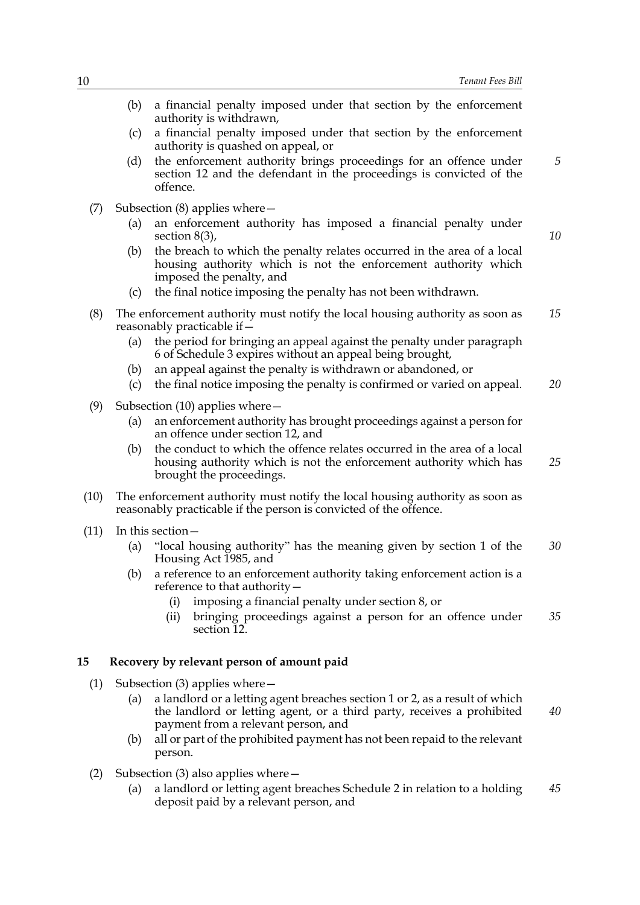(b) a financial penalty imposed under that section by the enforcement authority is withdrawn,

(c) a financial penalty imposed under that section by the enforcement authority is quashed on appeal, or

(d) the enforcement authority brings proceedings for an offence under section 12 and the defendant in the proceedings is convicted of the offence.

(7) Subsection (8) applies where—

(a) an enforcement authority has imposed a financial penalty under section 8(3),

(b) the breach to which the penalty relates occurred in the area of a local housing authority which is not the enforcement authority which imposed the penalty, and

(c) the final notice imposing the penalty has not been withdrawn.

(8) The enforcement authority must notify the local housing authority as soon as reasonably practicable if—

(a) the period for bringing an appeal against the penalty under paragraph 6 of Schedule 3 expires without an appeal being brought,

(b) an appeal against the penalty is withdrawn or abandoned, or

(c) the final notice imposing the penalty is confirmed or varied on appeal.

(9) Subsection (10) applies where—

(a) an enforcement authority has brought proceedings against a person for an offence under section 12, and

(b) the conduct to which the offence relates occurred in the area of a local housing authority which is not the enforcement authority which has brought the proceedings.

(10) The enforcement authority must notify the local housing authority as soon as reasonably practicable if the person is convicted of the offence.

(11) In this section—

(a) "local housing authority" has the meaning given by section 1 of the Housing Act 1985, and

(b) a reference to an enforcement authority taking enforcement action is a reference to that authority—

(i) imposing a financial penalty under section 8, or

(ii) bringing proceedings against a person for an offence under section 12.

## 15 Recovery by relevant person of amount paid

(1) Subsection (3) applies where—

(a) a landlord or a letting agent breaches section 1 or 2, as a result of which the landlord or letting agent, or a third party, receives a prohibited payment from a relevant person, and

(b) all or part of the prohibited payment has not been repaid to the relevant person.

(2) Subsection (3) also applies where—

(a) a landlord or letting agent breaches Schedule 2 in relation to a holding deposit paid by a relevant person, and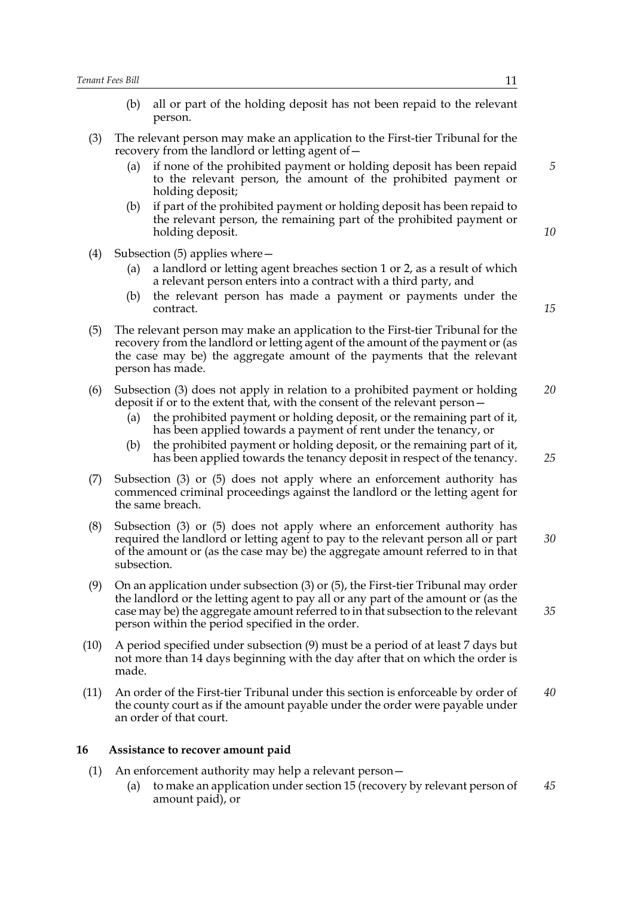(b) all or part of the holding deposit has not been repaid to the relevant person.

(3) The relevant person may make an application to the First-tier Tribunal for the recovery from the landlord or letting agent of—

(a) if none of the prohibited payment or holding deposit has been repaid to the relevant person, the amount of the prohibited payment or holding deposit;

(b) if part of the prohibited payment or holding deposit has been repaid to the relevant person, the remaining part of the prohibited payment or holding deposit.

(4) Subsection (5) applies where—

(a) a landlord or letting agent breaches section 1 or 2, as a result of which a relevant person enters into a contract with a third party, and

(b) the relevant person has made a payment or payments under the contract.

(5) The relevant person may make an application to the First-tier Tribunal for the recovery from the landlord or letting agent of the amount of the payment or (as the case may be) the aggregate amount of the payments that the relevant person has made.

(6) Subsection (3) does not apply in relation to a prohibited payment or holding deposit if or to the extent that, with the consent of the relevant person—

(a) the prohibited payment or holding deposit, or the remaining part of it, has been applied towards a payment of rent under the tenancy, or

(b) the prohibited payment or holding deposit, or the remaining part of it, has been applied towards the tenancy deposit in respect of the tenancy.

(7) Subsection (3) or (5) does not apply where an enforcement authority has commenced criminal proceedings against the landlord or the letting agent for the same breach.

(8) Subsection (3) or (5) does not apply where an enforcement authority has required the landlord or letting agent to pay to the relevant person all or part of the amount or (as the case may be) the aggregate amount referred to in that subsection.

(9) On an application under subsection (3) or (5), the First-tier Tribunal may order the landlord or the letting agent to pay all or any part of the amount or (as the case may be) the aggregate amount referred to in that subsection to the relevant person within the period specified in the order.

(10) A period specified under subsection (9) must be a period of at least 7 days but not more than 14 days beginning with the day after that on which the order is made.

(11) An order of the First-tier Tribunal under this section is enforceable by order of the county court as if the amount payable under the order were payable under an order of that court.

### 16 Assistance to recover amount paid

(1) An enforcement authority may help a relevant person—

(a) to make an application under section 15 (recovery by relevant person of amount paid), or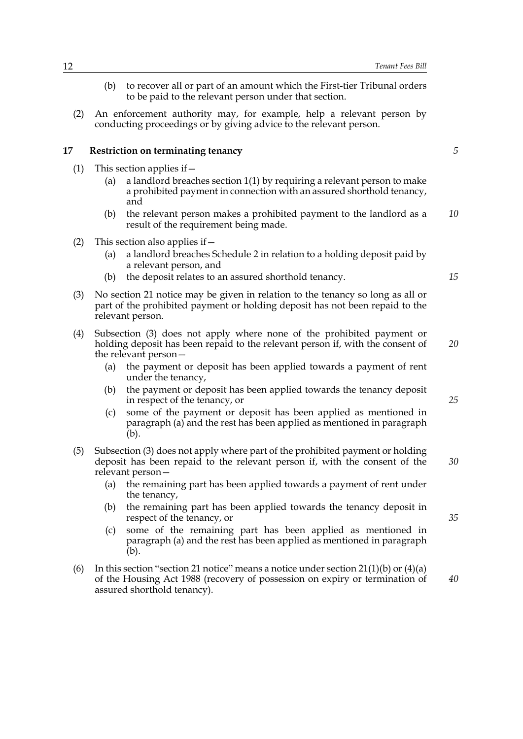(b) to recover all or part of an amount which the First-tier Tribunal orders to be paid to the relevant person under that section.

(2) An enforcement authority may, for example, help a relevant person by conducting proceedings or by giving advice to the relevant person.

**17 Restriction on terminating tenancy**

(1) This section applies if—

(a) a landlord breaches section 1(1) by requiring a relevant person to make a prohibited payment in connection with an assured shorthold tenancy, and

(b) the relevant person makes a prohibited payment to the landlord as a result of the requirement being made.

(2) This section also applies if—

(a) a landlord breaches Schedule 2 in relation to a holding deposit paid by a relevant person, and

(b) the deposit relates to an assured shorthold tenancy.

(3) No section 21 notice may be given in relation to the tenancy so long as all or part of the prohibited payment or holding deposit has not been repaid to the relevant person.

(4) Subsection (3) does not apply where none of the prohibited payment or holding deposit has been repaid to the relevant person if, with the consent of the relevant person—

(a) the payment or deposit has been applied towards a payment of rent under the tenancy,

(b) the payment or deposit has been applied towards the tenancy deposit in respect of the tenancy, or

(c) some of the payment or deposit has been applied as mentioned in paragraph (a) and the rest has been applied as mentioned in paragraph (b).

(5) Subsection (3) does not apply where part of the prohibited payment or holding deposit has been repaid to the relevant person if, with the consent of the relevant person—

(a) the remaining part has been applied towards a payment of rent under the tenancy,

(b) the remaining part has been applied towards the tenancy deposit in respect of the tenancy, or

(c) some of the remaining part has been applied as mentioned in paragraph (a) and the rest has been applied as mentioned in paragraph (b).

(6) In this section "section 21 notice" means a notice under section 21(1)(b) or (4)(a) of the Housing Act 1988 (recovery of possession on expiry or termination of assured shorthold tenancy).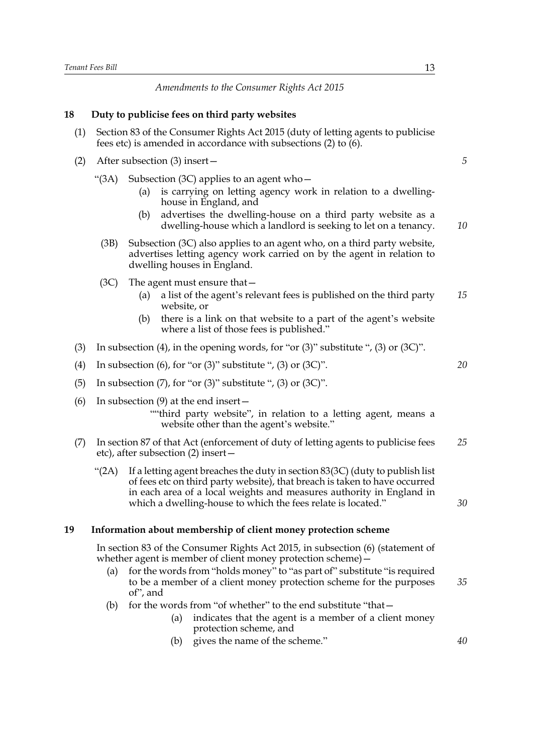*Amendments to the Consumer Rights Act 2015*

## 18 Duty to publicise fees on third party websites

(1) Section 83 of the Consumer Rights Act 2015 (duty of letting agents to publicise fees etc) is amended in accordance with subsections (2) to (6).

(2) After subsection (3) insert—

"(3A) Subsection (3C) applies to an agent who—

(a) is carrying on letting agency work in relation to a dwelling-house in England, and

(b) advertises the dwelling-house on a third party website as a dwelling-house which a landlord is seeking to let on a tenancy.

(3B) Subsection (3C) also applies to an agent who, on a third party website, advertises letting agency work carried on by the agent in relation to dwelling houses in England.

(3C) The agent must ensure that—

(a) a list of the agent's relevant fees is published on the third party website, or

(b) there is a link on that website to a part of the agent's website where a list of those fees is published."

(3) In subsection (4), in the opening words, for "or (3)" substitute ", (3) or (3C)".

(4) In subsection (6), for "or (3)" substitute ", (3) or (3C)".

(5) In subsection (7), for "or (3)" substitute ", (3) or (3C)".

(6) In subsection (9) at the end insert—

""third party website", in relation to a letting agent, means a website other than the agent's website."

(7) In section 87 of that Act (enforcement of duty of letting agents to publicise fees etc), after subsection (2) insert—

"(2A) If a letting agent breaches the duty in section 83(3C) (duty to publish list of fees etc on third party website), that breach is taken to have occurred in each area of a local weights and measures authority in England in which a dwelling-house to which the fees relate is located."

## 19 Information about membership of client money protection scheme

In section 83 of the Consumer Rights Act 2015, in subsection (6) (statement of whether agent is member of client money protection scheme)—

(a) for the words from "holds money" to "as part of" substitute "is required to be a member of a client money protection scheme for the purposes of", and

(b) for the words from "of whether" to the end substitute "that—

(a) indicates that the agent is a member of a client money protection scheme, and

(b) gives the name of the scheme."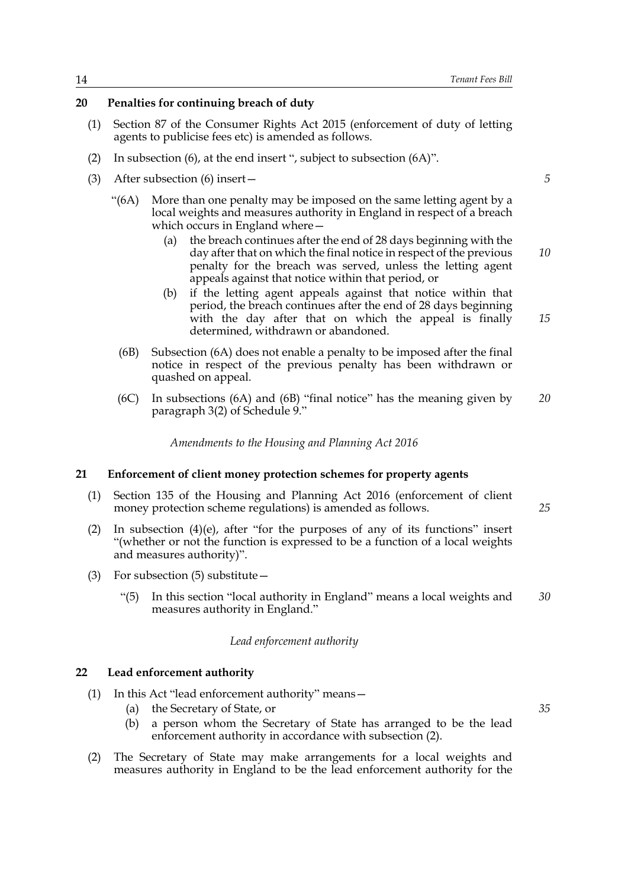## 20 Penalties for continuing breach of duty

(1) Section 87 of the Consumer Rights Act 2015 (enforcement of duty of letting agents to publicise fees etc) is amended as follows.

(2) In subsection (6), at the end insert ", subject to subsection (6A)".

(3) After subsection (6) insert—

"(6A) More than one penalty may be imposed on the same letting agent by a local weights and measures authority in England in respect of a breach which occurs in England where—

(a) the breach continues after the end of 28 days beginning with the day after that on which the final notice in respect of the previous penalty for the breach was served, unless the letting agent appeals against that notice within that period, or

(b) if the letting agent appeals against that notice within that period, the breach continues after the end of 28 days beginning with the day after that on which the appeal is finally determined, withdrawn or abandoned.

(6B) Subsection (6A) does not enable a penalty to be imposed after the final notice in respect of the previous penalty has been withdrawn or quashed on appeal.

(6C) In subsections (6A) and (6B) "final notice" has the meaning given by paragraph 3(2) of Schedule 9."

*Amendments to the Housing and Planning Act 2016*

## 21 Enforcement of client money protection schemes for property agents

(1) Section 135 of the Housing and Planning Act 2016 (enforcement of client money protection scheme regulations) is amended as follows.

(2) In subsection (4)(e), after "for the purposes of any of its functions" insert "(whether or not the function is expressed to be a function of a local weights and measures authority)".

(3) For subsection (5) substitute—

"(5) In this section "local authority in England" means a local weights and measures authority in England."

*Lead enforcement authority*

## 22 Lead enforcement authority

(1) In this Act "lead enforcement authority" means—

(a) the Secretary of State, or

(b) a person whom the Secretary of State has arranged to be the lead enforcement authority in accordance with subsection (2).

(2) The Secretary of State may make arrangements for a local weights and measures authority in England to be the lead enforcement authority for the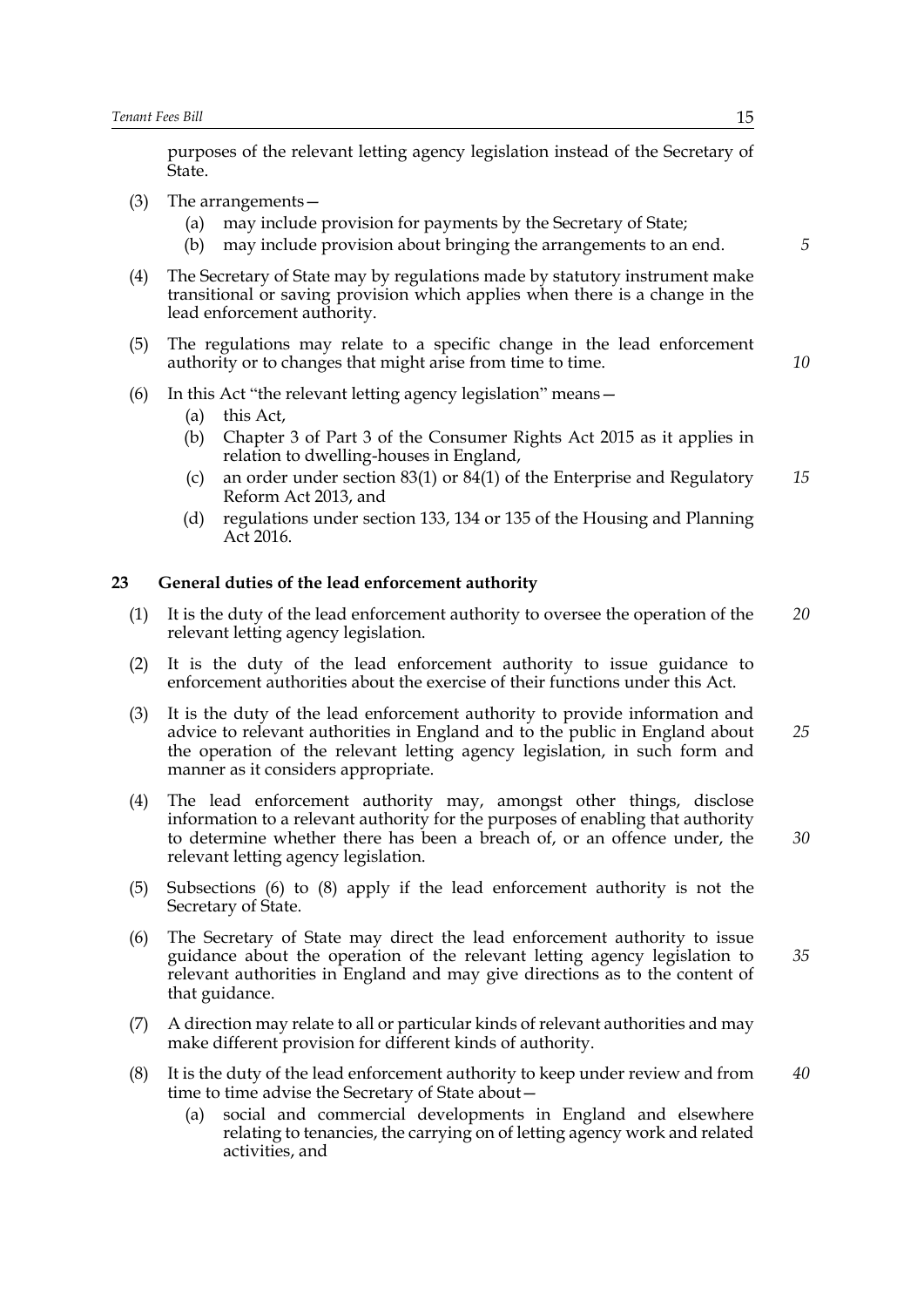purposes of the relevant letting agency legislation instead of the Secretary of State.

(3) The arrangements—

(a) may include provision for payments by the Secretary of State;

(b) may include provision about bringing the arrangements to an end.

(4) The Secretary of State may by regulations made by statutory instrument make transitional or saving provision which applies when there is a change in the lead enforcement authority.

(5) The regulations may relate to a specific change in the lead enforcement authority or to changes that might arise from time to time.

(6) In this Act "the relevant letting agency legislation" means—

(a) this Act,

(b) Chapter 3 of Part 3 of the Consumer Rights Act 2015 as it applies in relation to dwelling-houses in England,

(c) an order under section 83(1) or 84(1) of the Enterprise and Regulatory Reform Act 2013, and

(d) regulations under section 133, 134 or 135 of the Housing and Planning Act 2016.

### 23 General duties of the lead enforcement authority

(1) It is the duty of the lead enforcement authority to oversee the operation of the relevant letting agency legislation.

(2) It is the duty of the lead enforcement authority to issue guidance to enforcement authorities about the exercise of their functions under this Act.

(3) It is the duty of the lead enforcement authority to provide information and advice to relevant authorities in England and to the public in England about the operation of the relevant letting agency legislation, in such form and manner as it considers appropriate.

(4) The lead enforcement authority may, amongst other things, disclose information to a relevant authority for the purposes of enabling that authority to determine whether there has been a breach of, or an offence under, the relevant letting agency legislation.

(5) Subsections (6) to (8) apply if the lead enforcement authority is not the Secretary of State.

(6) The Secretary of State may direct the lead enforcement authority to issue guidance about the operation of the relevant letting agency legislation to relevant authorities in England and may give directions as to the content of that guidance.

(7) A direction may relate to all or particular kinds of relevant authorities and may make different provision for different kinds of authority.

(8) It is the duty of the lead enforcement authority to keep under review and from time to time advise the Secretary of State about—

(a) social and commercial developments in England and elsewhere relating to tenancies, the carrying on of letting agency work and related activities, and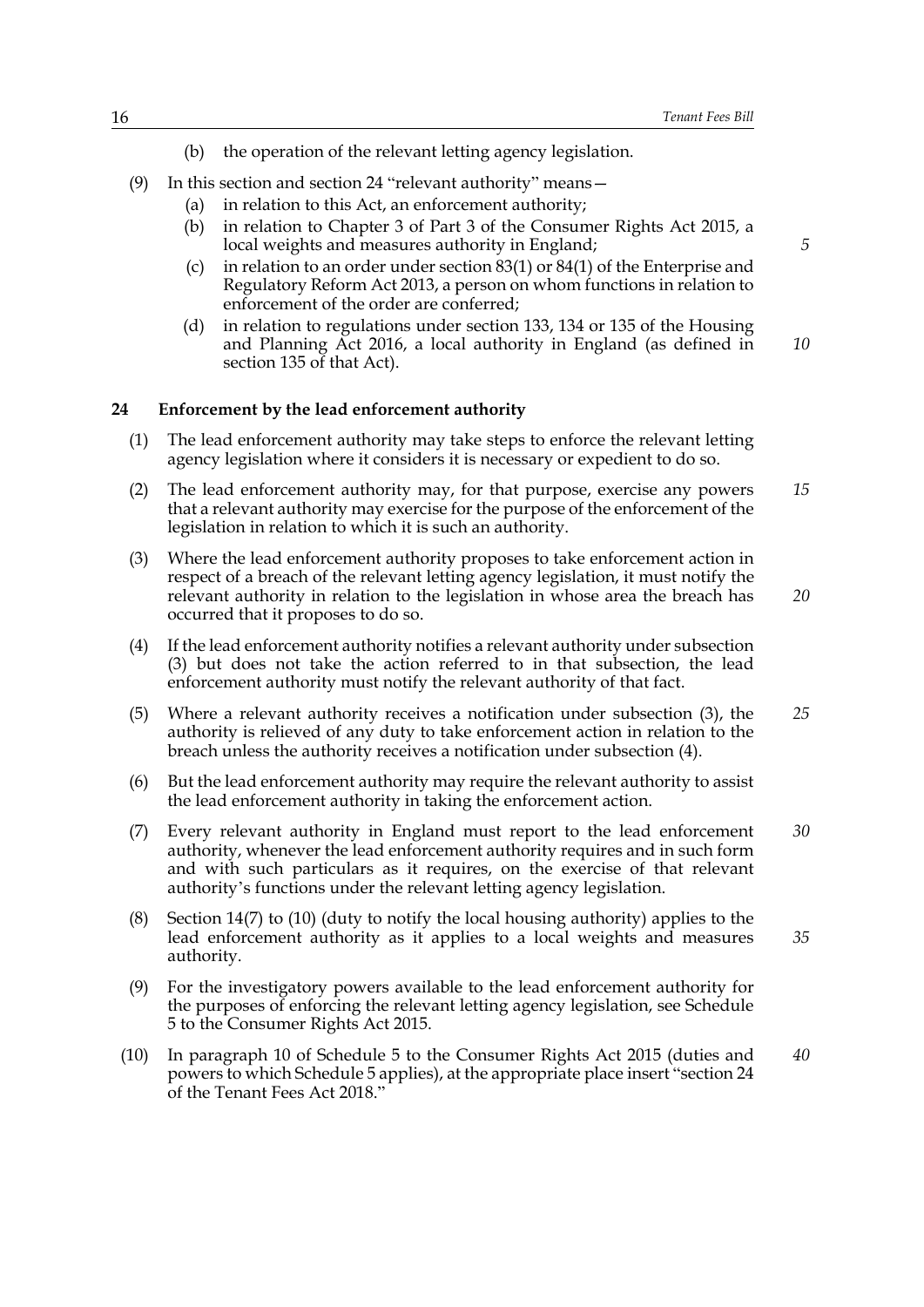(b) the operation of the relevant letting agency legislation.

(9) In this section and section 24 "relevant authority" means—

(a) in relation to this Act, an enforcement authority;

(b) in relation to Chapter 3 of Part 3 of the Consumer Rights Act 2015, a local weights and measures authority in England;

(c) in relation to an order under section 83(1) or 84(1) of the Enterprise and Regulatory Reform Act 2013, a person on whom functions in relation to enforcement of the order are conferred;

(d) in relation to regulations under section 133, 134 or 135 of the Housing and Planning Act 2016, a local authority in England (as defined in section 135 of that Act).

## 24 Enforcement by the lead enforcement authority

(1) The lead enforcement authority may take steps to enforce the relevant letting agency legislation where it considers it is necessary or expedient to do so.

(2) The lead enforcement authority may, for that purpose, exercise any powers that a relevant authority may exercise for the purpose of the enforcement of the legislation in relation to which it is such an authority.

(3) Where the lead enforcement authority proposes to take enforcement action in respect of a breach of the relevant letting agency legislation, it must notify the relevant authority in relation to the legislation in whose area the breach has occurred that it proposes to do so.

(4) If the lead enforcement authority notifies a relevant authority under subsection (3) but does not take the action referred to in that subsection, the lead enforcement authority must notify the relevant authority of that fact.

(5) Where a relevant authority receives a notification under subsection (3), the authority is relieved of any duty to take enforcement action in relation to the breach unless the authority receives a notification under subsection (4).

(6) But the lead enforcement authority may require the relevant authority to assist the lead enforcement authority in taking the enforcement action.

(7) Every relevant authority in England must report to the lead enforcement authority, whenever the lead enforcement authority requires and in such form and with such particulars as it requires, on the exercise of that relevant authority's functions under the relevant letting agency legislation.

(8) Section 14(7) to (10) (duty to notify the local housing authority) applies to the lead enforcement authority as it applies to a local weights and measures authority.

(9) For the investigatory powers available to the lead enforcement authority for the purposes of enforcing the relevant letting agency legislation, see Schedule 5 to the Consumer Rights Act 2015.

(10) In paragraph 10 of Schedule 5 to the Consumer Rights Act 2015 (duties and powers to which Schedule 5 applies), at the appropriate place insert "section 24 of the Tenant Fees Act 2018."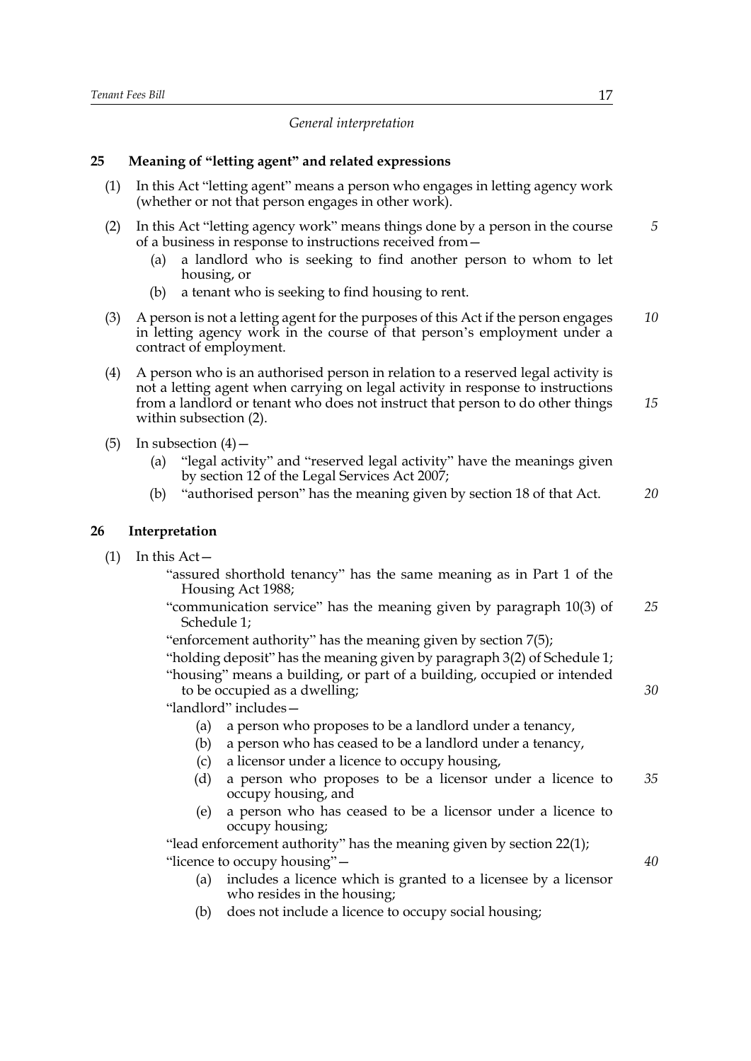*General interpretation*

**25 Meaning of "letting agent" and related expressions**

(1) In this Act "letting agent" means a person who engages in letting agency work (whether or not that person engages in other work).

(2) In this Act "letting agency work" means things done by a person in the course of a business in response to instructions received from—

(a) a landlord who is seeking to find another person to whom to let housing, or

(b) a tenant who is seeking to find housing to rent.

(3) A person is not a letting agent for the purposes of this Act if the person engages in letting agency work in the course of that person's employment under a contract of employment.

(4) A person who is an authorised person in relation to a reserved legal activity is not a letting agent when carrying on legal activity in response to instructions from a landlord or tenant who does not instruct that person to do other things within subsection (2).

(5) In subsection (4)—

(a) "legal activity" and "reserved legal activity" have the meanings given by section 12 of the Legal Services Act 2007;

(b) "authorised person" has the meaning given by section 18 of that Act.

**26 Interpretation**

(1) In this Act—

"assured shorthold tenancy" has the same meaning as in Part 1 of the Housing Act 1988;

"communication service" has the meaning given by paragraph 10(3) of Schedule 1;

"enforcement authority" has the meaning given by section 7(5);

"holding deposit" has the meaning given by paragraph 3(2) of Schedule 1;

"housing" means a building, or part of a building, occupied or intended to be occupied as a dwelling;

"landlord" includes—

(a) a person who proposes to be a landlord under a tenancy,

(b) a person who has ceased to be a landlord under a tenancy,

(c) a licensor under a licence to occupy housing,

(d) a person who proposes to be a licensor under a licence to occupy housing, and

(e) a person who has ceased to be a licensor under a licence to occupy housing;

"lead enforcement authority" has the meaning given by section 22(1);

"licence to occupy housing"—

(a) includes a licence which is granted to a licensee by a licensor who resides in the housing;

(b) does not include a licence to occupy social housing;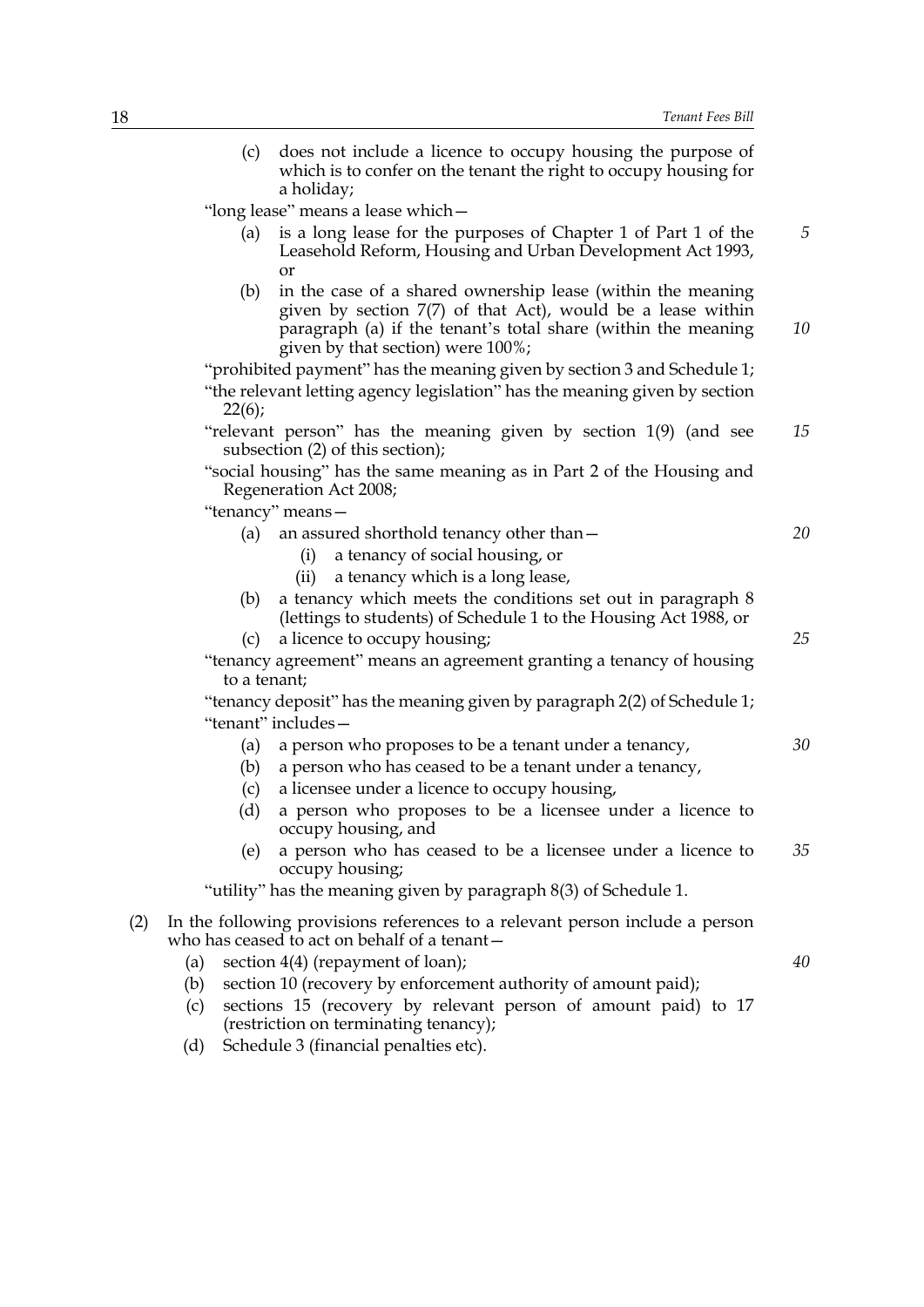(c) does not include a licence to occupy housing the purpose of which is to confer on the tenant the right to occupy housing for a holiday;

"long lease" means a lease which—

(a) is a long lease for the purposes of Chapter 1 of Part 1 of the Leasehold Reform, Housing and Urban Development Act 1993, or

(b) in the case of a shared ownership lease (within the meaning given by section 7(7) of that Act), would be a lease within paragraph (a) if the tenant's total share (within the meaning given by that section) were 100%;

"prohibited payment" has the meaning given by section 3 and Schedule 1;

"the relevant letting agency legislation" has the meaning given by section 22(6);

"relevant person" has the meaning given by section 1(9) (and see subsection (2) of this section);

"social housing" has the same meaning as in Part 2 of the Housing and Regeneration Act 2008;

"tenancy" means—

(a) an assured shorthold tenancy other than—

(i) a tenancy of social housing, or

(ii) a tenancy which is a long lease,

(b) a tenancy which meets the conditions set out in paragraph 8 (lettings to students) of Schedule 1 to the Housing Act 1988, or

(c) a licence to occupy housing;

"tenancy agreement" means an agreement granting a tenancy of housing to a tenant;

"tenancy deposit" has the meaning given by paragraph 2(2) of Schedule 1;

"tenant" includes—

(a) a person who proposes to be a tenant under a tenancy,

(b) a person who has ceased to be a tenant under a tenancy,

(c) a licensee under a licence to occupy housing,

(d) a person who proposes to be a licensee under a licence to occupy housing, and

(e) a person who has ceased to be a licensee under a licence to occupy housing;

"utility" has the meaning given by paragraph 8(3) of Schedule 1.

(2) In the following provisions references to a relevant person include a person who has ceased to act on behalf of a tenant—

(a) section 4(4) (repayment of loan);

(b) section 10 (recovery by enforcement authority of amount paid);

(c) sections 15 (recovery by relevant person of amount paid) to 17 (restriction on terminating tenancy);

(d) Schedule 3 (financial penalties etc).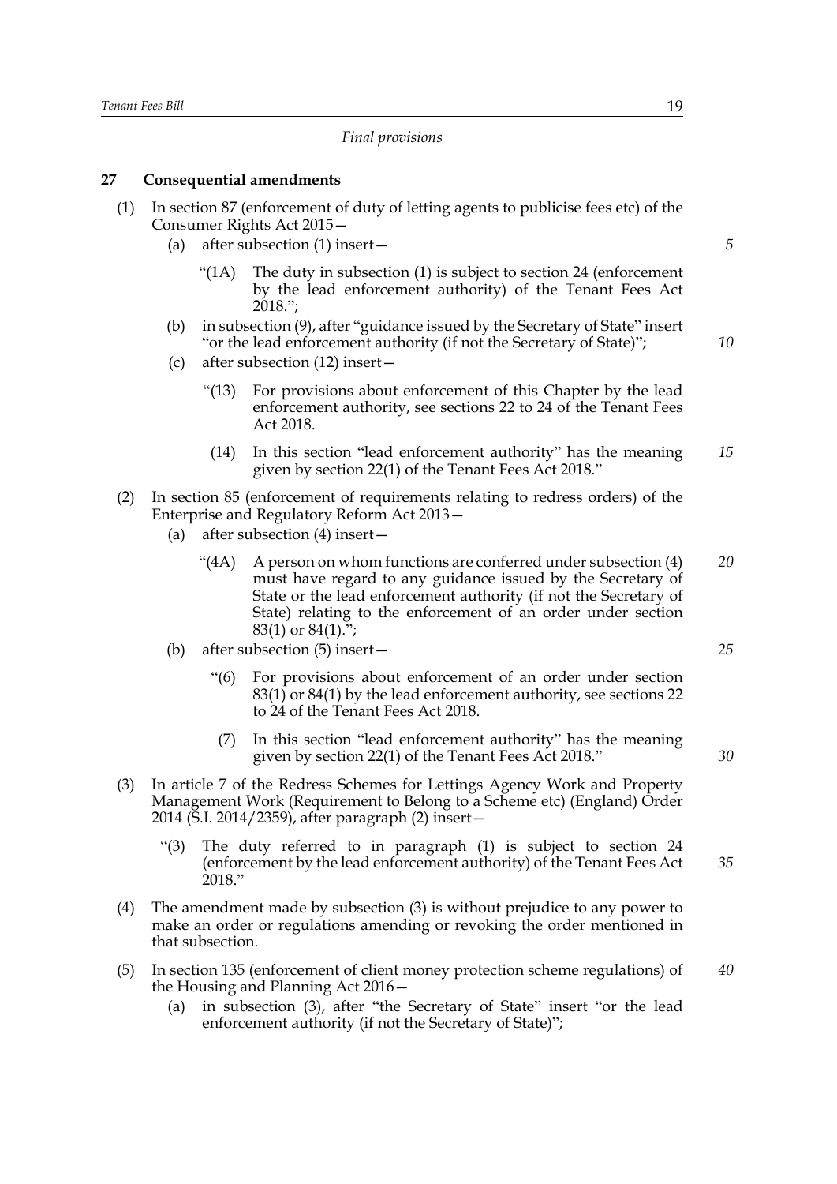*Final provisions*

## 27 Consequential amendments

(1) In section 87 (enforcement of duty of letting agents to publicise fees etc) of the Consumer Rights Act 2015—

(a) after subsection (1) insert—

> "(1A) The duty in subsection (1) is subject to section 24 (enforcement by the lead enforcement authority) of the Tenant Fees Act 2018.";

(b) in subsection (9), after "guidance issued by the Secretary of State" insert "or the lead enforcement authority (if not the Secretary of State)";

(c) after subsection (12) insert—

> "(13) For provisions about enforcement of this Chapter by the lead enforcement authority, see sections 22 to 24 of the Tenant Fees Act 2018.
>
> (14) In this section "lead enforcement authority" has the meaning given by section 22(1) of the Tenant Fees Act 2018."

(2) In section 85 (enforcement of requirements relating to redress orders) of the Enterprise and Regulatory Reform Act 2013—

(a) after subsection (4) insert—

> "(4A) A person on whom functions are conferred under subsection (4) must have regard to any guidance issued by the Secretary of State or the lead enforcement authority (if not the Secretary of State) relating to the enforcement of an order under section 83(1) or 84(1).";

(b) after subsection (5) insert—

> "(6) For provisions about enforcement of an order under section 83(1) or 84(1) by the lead enforcement authority, see sections 22 to 24 of the Tenant Fees Act 2018.
>
> (7) In this section "lead enforcement authority" has the meaning given by section 22(1) of the Tenant Fees Act 2018."

(3) In article 7 of the Redress Schemes for Lettings Agency Work and Property Management Work (Requirement to Belong to a Scheme etc) (England) Order 2014 (S.I. 2014/2359), after paragraph (2) insert—

> "(3) The duty referred to in paragraph (1) is subject to section 24 (enforcement by the lead enforcement authority) of the Tenant Fees Act 2018."

(4) The amendment made by subsection (3) is without prejudice to any power to make an order or regulations amending or revoking the order mentioned in that subsection.

(5) In section 135 (enforcement of client money protection scheme regulations) of the Housing and Planning Act 2016—

(a) in subsection (3), after "the Secretary of State" insert "or the lead enforcement authority (if not the Secretary of State)";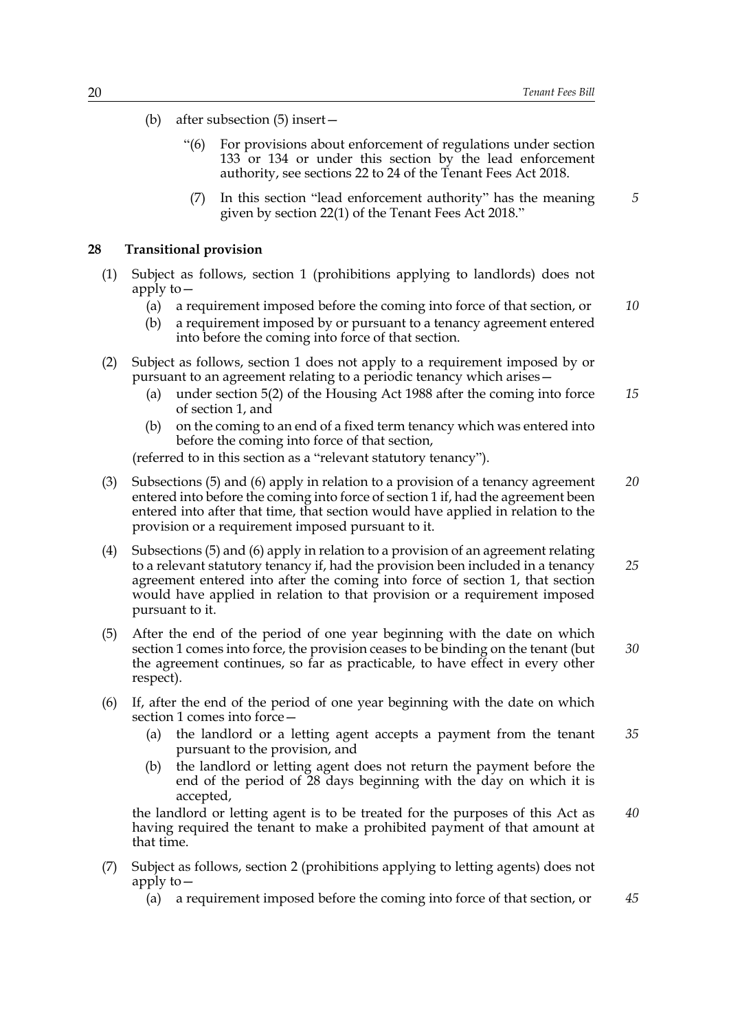(b) after subsection (5) insert—

> "(6) For provisions about enforcement of regulations under section 133 or 134 or under this section by the lead enforcement authority, see sections 22 to 24 of the Tenant Fees Act 2018.
>
> (7) In this section "lead enforcement authority" has the meaning given by section 22(1) of the Tenant Fees Act 2018."

## 28 Transitional provision

(1) Subject as follows, section 1 (prohibitions applying to landlords) does not apply to—

- (a) a requirement imposed before the coming into force of that section, or
- (b) a requirement imposed by or pursuant to a tenancy agreement entered into before the coming into force of that section.

(2) Subject as follows, section 1 does not apply to a requirement imposed by or pursuant to an agreement relating to a periodic tenancy which arises—

- (a) under section 5(2) of the Housing Act 1988 after the coming into force of section 1, and
- (b) on the coming to an end of a fixed term tenancy which was entered into before the coming into force of that section,

(referred to in this section as a "relevant statutory tenancy").

(3) Subsections (5) and (6) apply in relation to a provision of a tenancy agreement entered into before the coming into force of section 1 if, had the agreement been entered into after that time, that section would have applied in relation to the provision or a requirement imposed pursuant to it.

(4) Subsections (5) and (6) apply in relation to a provision of an agreement relating to a relevant statutory tenancy if, had the provision been included in a tenancy agreement entered into after the coming into force of section 1, that section would have applied in relation to that provision or a requirement imposed pursuant to it.

(5) After the end of the period of one year beginning with the date on which section 1 comes into force, the provision ceases to be binding on the tenant (but the agreement continues, so far as practicable, to have effect in every other respect).

(6) If, after the end of the period of one year beginning with the date on which section 1 comes into force—

- (a) the landlord or a letting agent accepts a payment from the tenant pursuant to the provision, and
- (b) the landlord or letting agent does not return the payment before the end of the period of 28 days beginning with the day on which it is accepted,

the landlord or letting agent is to be treated for the purposes of this Act as having required the tenant to make a prohibited payment of that amount at that time.

(7) Subject as follows, section 2 (prohibitions applying to letting agents) does not apply to—

- (a) a requirement imposed before the coming into force of that section, or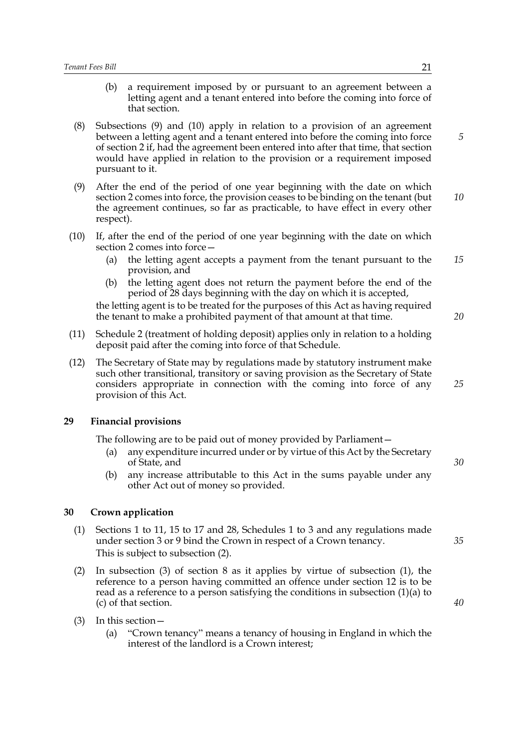(b) a requirement imposed by or pursuant to an agreement between a letting agent and a tenant entered into before the coming into force of that section.

(8) Subsections (9) and (10) apply in relation to a provision of an agreement between a letting agent and a tenant entered into before the coming into force of section 2 if, had the agreement been entered into after that time, that section would have applied in relation to the provision or a requirement imposed pursuant to it.

(9) After the end of the period of one year beginning with the date on which section 2 comes into force, the provision ceases to be binding on the tenant (but the agreement continues, so far as practicable, to have effect in every other respect).

(10) If, after the end of the period of one year beginning with the date on which section 2 comes into force—

(a) the letting agent accepts a payment from the tenant pursuant to the provision, and

(b) the letting agent does not return the payment before the end of the period of 28 days beginning with the day on which it is accepted,

the letting agent is to be treated for the purposes of this Act as having required the tenant to make a prohibited payment of that amount at that time.

(11) Schedule 2 (treatment of holding deposit) applies only in relation to a holding deposit paid after the coming into force of that Schedule.

(12) The Secretary of State may by regulations made by statutory instrument make such other transitional, transitory or saving provision as the Secretary of State considers appropriate in connection with the coming into force of any provision of this Act.

## 29 Financial provisions

The following are to be paid out of money provided by Parliament—

(a) any expenditure incurred under or by virtue of this Act by the Secretary of State, and

(b) any increase attributable to this Act in the sums payable under any other Act out of money so provided.

## 30 Crown application

(1) Sections 1 to 11, 15 to 17 and 28, Schedules 1 to 3 and any regulations made under section 3 or 9 bind the Crown in respect of a Crown tenancy.
This is subject to subsection (2).

(2) In subsection (3) of section 8 as it applies by virtue of subsection (1), the reference to a person having committed an offence under section 12 is to be read as a reference to a person satisfying the conditions in subsection (1)(a) to (c) of that section.

(3) In this section—

(a) "Crown tenancy" means a tenancy of housing in England in which the interest of the landlord is a Crown interest;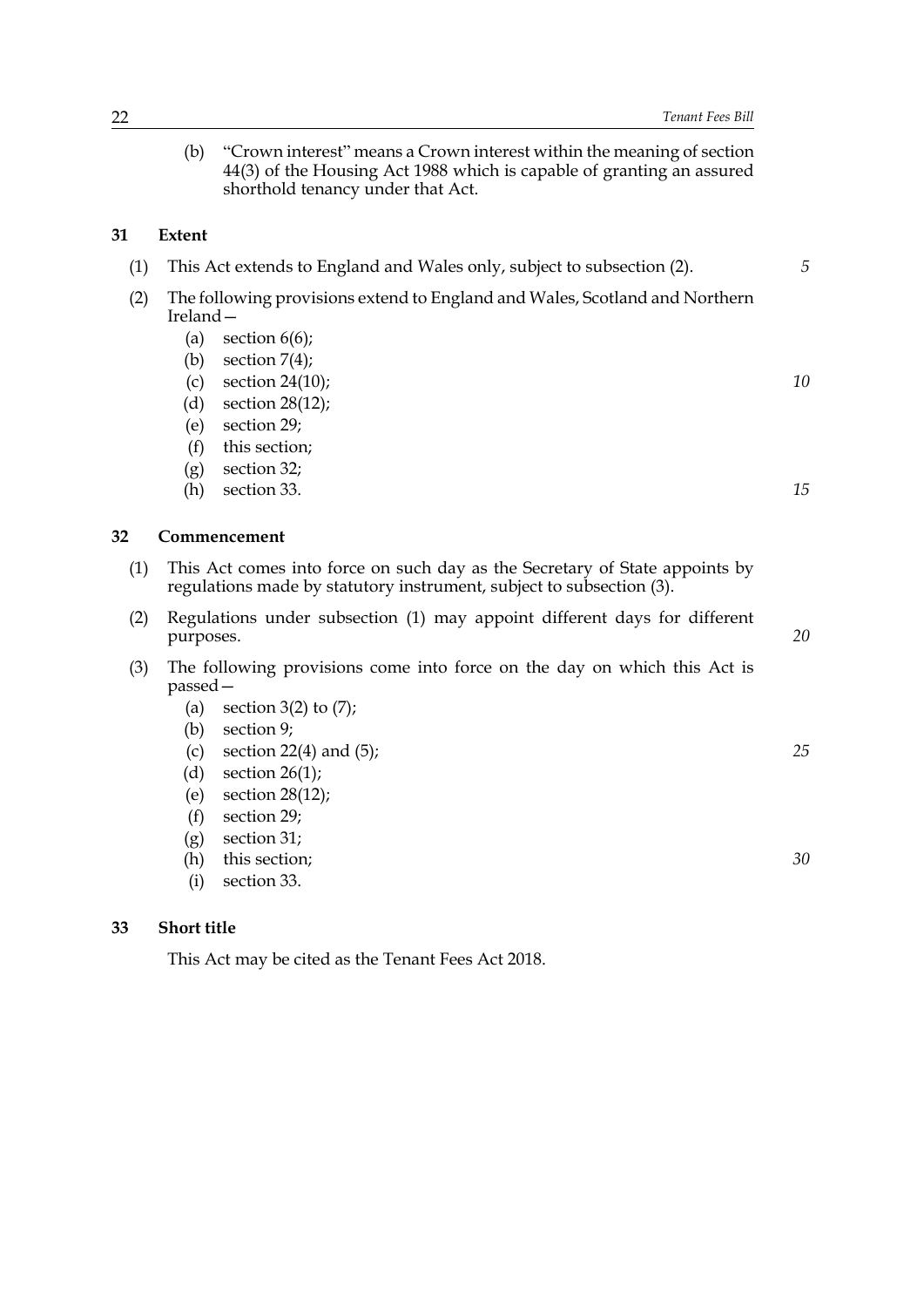(b) "Crown interest" means a Crown interest within the meaning of section 44(3) of the Housing Act 1988 which is capable of granting an assured shorthold tenancy under that Act.

## 31 Extent

(1) This Act extends to England and Wales only, subject to subsection (2).

(2) The following provisions extend to England and Wales, Scotland and Northern Ireland—

- (a) section 6(6);
- (b) section 7(4);
- (c) section 24(10);
- (d) section 28(12);
- (e) section 29;
- (f) this section;
- (g) section 32;
- (h) section 33.

## 32 Commencement

(1) This Act comes into force on such day as the Secretary of State appoints by regulations made by statutory instrument, subject to subsection (3).

(2) Regulations under subsection (1) may appoint different days for different purposes.

(3) The following provisions come into force on the day on which this Act is passed—

- (a) section 3(2) to (7);
- (b) section 9;
- (c) section 22(4) and (5);
- (d) section 26(1);
- (e) section 28(12);
- (f) section 29;
- (g) section 31;
- (h) this section;
- (i) section 33.

## 33 Short title

This Act may be cited as the Tenant Fees Act 2018.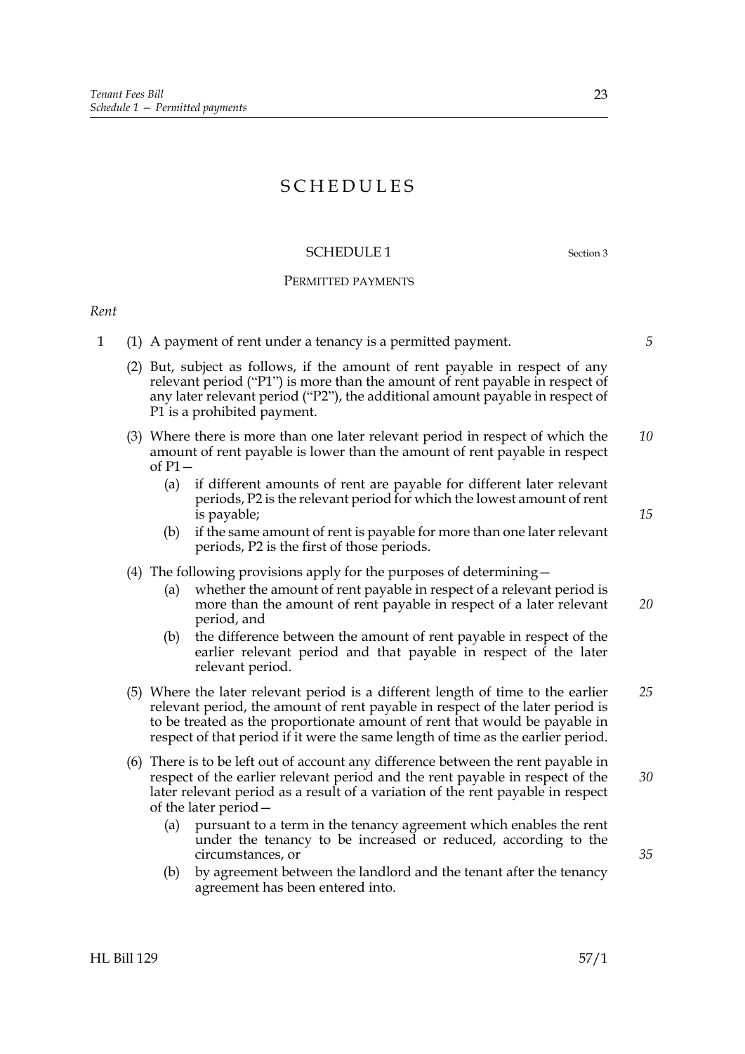# SCHEDULES

## SCHEDULE 1

Section 3

### PERMITTED PAYMENTS

*Rent*

1 (1) A payment of rent under a tenancy is a permitted payment.

(2) But, subject as follows, if the amount of rent payable in respect of any relevant period ("P1") is more than the amount of rent payable in respect of any later relevant period ("P2"), the additional amount payable in respect of P1 is a prohibited payment.

(3) Where there is more than one later relevant period in respect of which the amount of rent payable is lower than the amount of rent payable in respect of P1—

(a) if different amounts of rent are payable for different later relevant periods, P2 is the relevant period for which the lowest amount of rent is payable;

(b) if the same amount of rent is payable for more than one later relevant periods, P2 is the first of those periods.

(4) The following provisions apply for the purposes of determining—

(a) whether the amount of rent payable in respect of a relevant period is more than the amount of rent payable in respect of a later relevant period, and

(b) the difference between the amount of rent payable in respect of the earlier relevant period and that payable in respect of the later relevant period.

(5) Where the later relevant period is a different length of time to the earlier relevant period, the amount of rent payable in respect of the later period is to be treated as the proportionate amount of rent that would be payable in respect of that period if it were the same length of time as the earlier period.

(6) There is to be left out of account any difference between the rent payable in respect of the earlier relevant period and the rent payable in respect of the later relevant period as a result of a variation of the rent payable in respect of the later period—

(a) pursuant to a term in the tenancy agreement which enables the rent under the tenancy to be increased or reduced, according to the circumstances, or

(b) by agreement between the landlord and the tenant after the tenancy agreement has been entered into.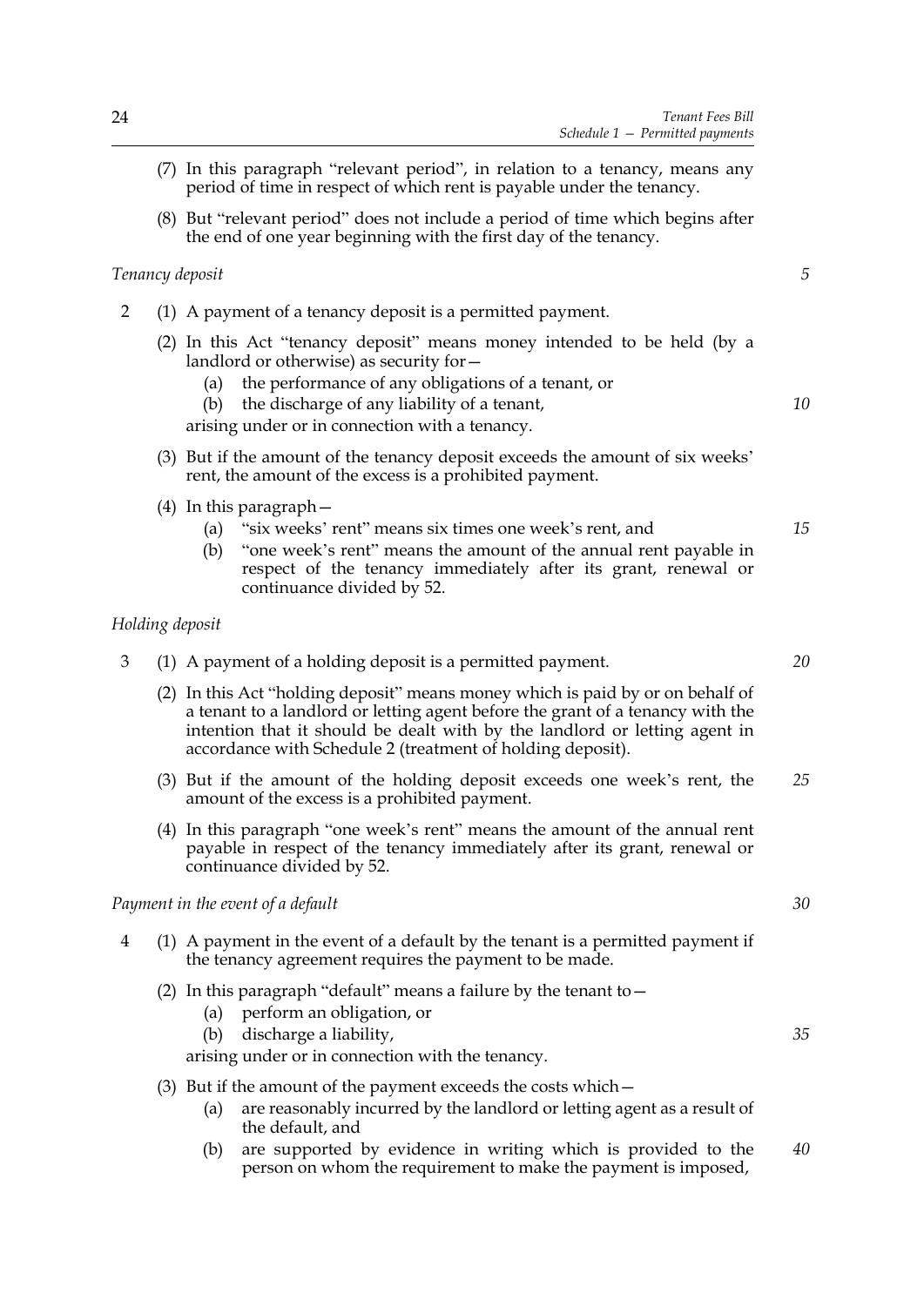(7) In this paragraph "relevant period", in relation to a tenancy, means any period of time in respect of which rent is payable under the tenancy.

(8) But "relevant period" does not include a period of time which begins after the end of one year beginning with the first day of the tenancy.

*Tenancy deposit*

2 (1) A payment of a tenancy deposit is a permitted payment.

(2) In this Act "tenancy deposit" means money intended to be held (by a landlord or otherwise) as security for—

(a) the performance of any obligations of a tenant, or

(b) the discharge of any liability of a tenant,

arising under or in connection with a tenancy.

(3) But if the amount of the tenancy deposit exceeds the amount of six weeks' rent, the amount of the excess is a prohibited payment.

(4) In this paragraph—

(a) "six weeks' rent" means six times one week's rent, and

(b) "one week's rent" means the amount of the annual rent payable in respect of the tenancy immediately after its grant, renewal or continuance divided by 52.

*Holding deposit*

3 (1) A payment of a holding deposit is a permitted payment.

(2) In this Act "holding deposit" means money which is paid by or on behalf of a tenant to a landlord or letting agent before the grant of a tenancy with the intention that it should be dealt with by the landlord or letting agent in accordance with Schedule 2 (treatment of holding deposit).

(3) But if the amount of the holding deposit exceeds one week's rent, the amount of the excess is a prohibited payment.

(4) In this paragraph "one week's rent" means the amount of the annual rent payable in respect of the tenancy immediately after its grant, renewal or continuance divided by 52.

*Payment in the event of a default*

4 (1) A payment in the event of a default by the tenant is a permitted payment if the tenancy agreement requires the payment to be made.

(2) In this paragraph "default" means a failure by the tenant to—

(a) perform an obligation, or

(b) discharge a liability,

arising under or in connection with the tenancy.

(3) But if the amount of the payment exceeds the costs which—

(a) are reasonably incurred by the landlord or letting agent as a result of the default, and

(b) are supported by evidence in writing which is provided to the person on whom the requirement to make the payment is imposed,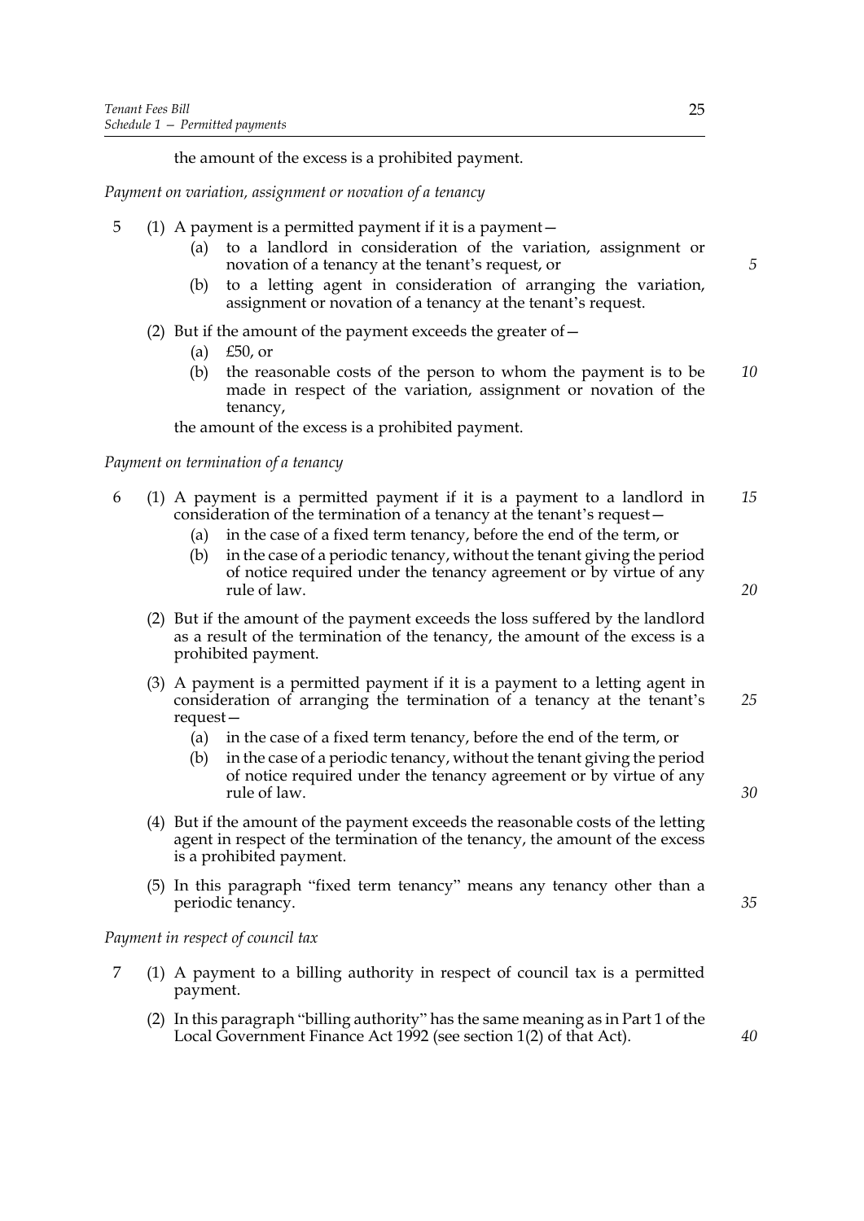the amount of the excess is a prohibited payment.

*Payment on variation, assignment or novation of a tenancy*

5 (1) A payment is a permitted payment if it is a payment—

(a) to a landlord in consideration of the variation, assignment or novation of a tenancy at the tenant's request, or

(b) to a letting agent in consideration of arranging the variation, assignment or novation of a tenancy at the tenant's request.

(2) But if the amount of the payment exceeds the greater of—

(a) £50, or

(b) the reasonable costs of the person to whom the payment is to be made in respect of the variation, assignment or novation of the tenancy,

the amount of the excess is a prohibited payment.

*Payment on termination of a tenancy*

6 (1) A payment is a permitted payment if it is a payment to a landlord in consideration of the termination of a tenancy at the tenant's request—

(a) in the case of a fixed term tenancy, before the end of the term, or

(b) in the case of a periodic tenancy, without the tenant giving the period of notice required under the tenancy agreement or by virtue of any rule of law.

(2) But if the amount of the payment exceeds the loss suffered by the landlord as a result of the termination of the tenancy, the amount of the excess is a prohibited payment.

(3) A payment is a permitted payment if it is a payment to a letting agent in consideration of arranging the termination of a tenancy at the tenant's request—

(a) in the case of a fixed term tenancy, before the end of the term, or

(b) in the case of a periodic tenancy, without the tenant giving the period of notice required under the tenancy agreement or by virtue of any rule of law.

(4) But if the amount of the payment exceeds the reasonable costs of the letting agent in respect of the termination of the tenancy, the amount of the excess is a prohibited payment.

(5) In this paragraph "fixed term tenancy" means any tenancy other than a periodic tenancy.

*Payment in respect of council tax*

7 (1) A payment to a billing authority in respect of council tax is a permitted payment.

(2) In this paragraph "billing authority" has the same meaning as in Part 1 of the Local Government Finance Act 1992 (see section 1(2) of that Act).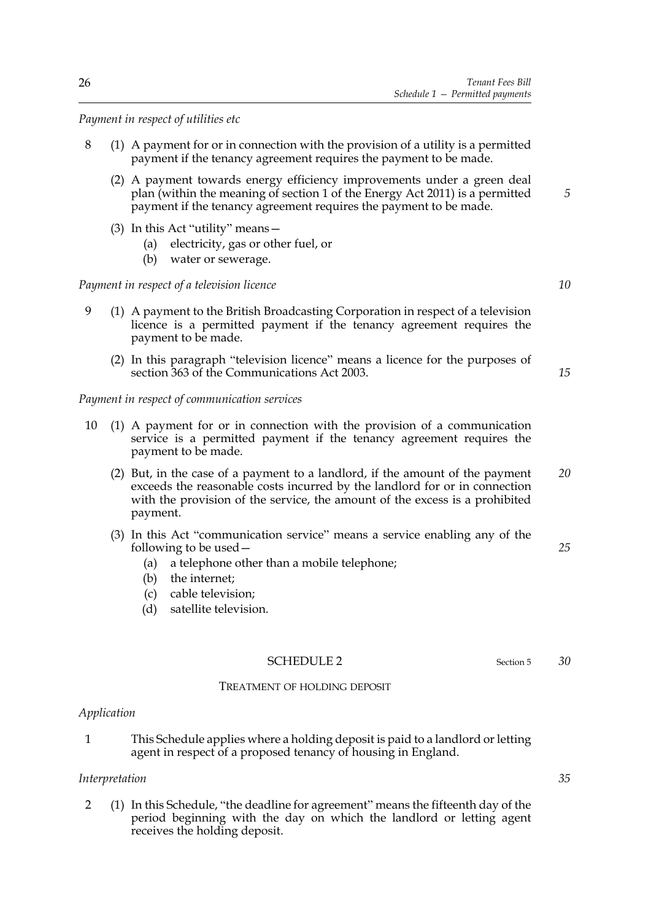*Payment in respect of utilities etc*

8 (1) A payment for or in connection with the provision of a utility is a permitted payment if the tenancy agreement requires the payment to be made.

(2) A payment towards energy efficiency improvements under a green deal plan (within the meaning of section 1 of the Energy Act 2011) is a permitted payment if the tenancy agreement requires the payment to be made.

(3) In this Act "utility" means—

- (a) electricity, gas or other fuel, or
- (b) water or sewerage.

*Payment in respect of a television licence*

9 (1) A payment to the British Broadcasting Corporation in respect of a television licence is a permitted payment if the tenancy agreement requires the payment to be made.

(2) In this paragraph "television licence" means a licence for the purposes of section 363 of the Communications Act 2003.

*Payment in respect of communication services*

10 (1) A payment for or in connection with the provision of a communication service is a permitted payment if the tenancy agreement requires the payment to be made.

(2) But, in the case of a payment to a landlord, if the amount of the payment exceeds the reasonable costs incurred by the landlord for or in connection with the provision of the service, the amount of the excess is a prohibited payment.

(3) In this Act "communication service" means a service enabling any of the following to be used—

- (a) a telephone other than a mobile telephone;
- (b) the internet;
- (c) cable television;
- (d) satellite television.

## SCHEDULE 2

Section 5

### TREATMENT OF HOLDING DEPOSIT

*Application*

1 This Schedule applies where a holding deposit is paid to a landlord or letting agent in respect of a proposed tenancy of housing in England.

*Interpretation*

2 (1) In this Schedule, "the deadline for agreement" means the fifteenth day of the period beginning with the day on which the landlord or letting agent receives the holding deposit.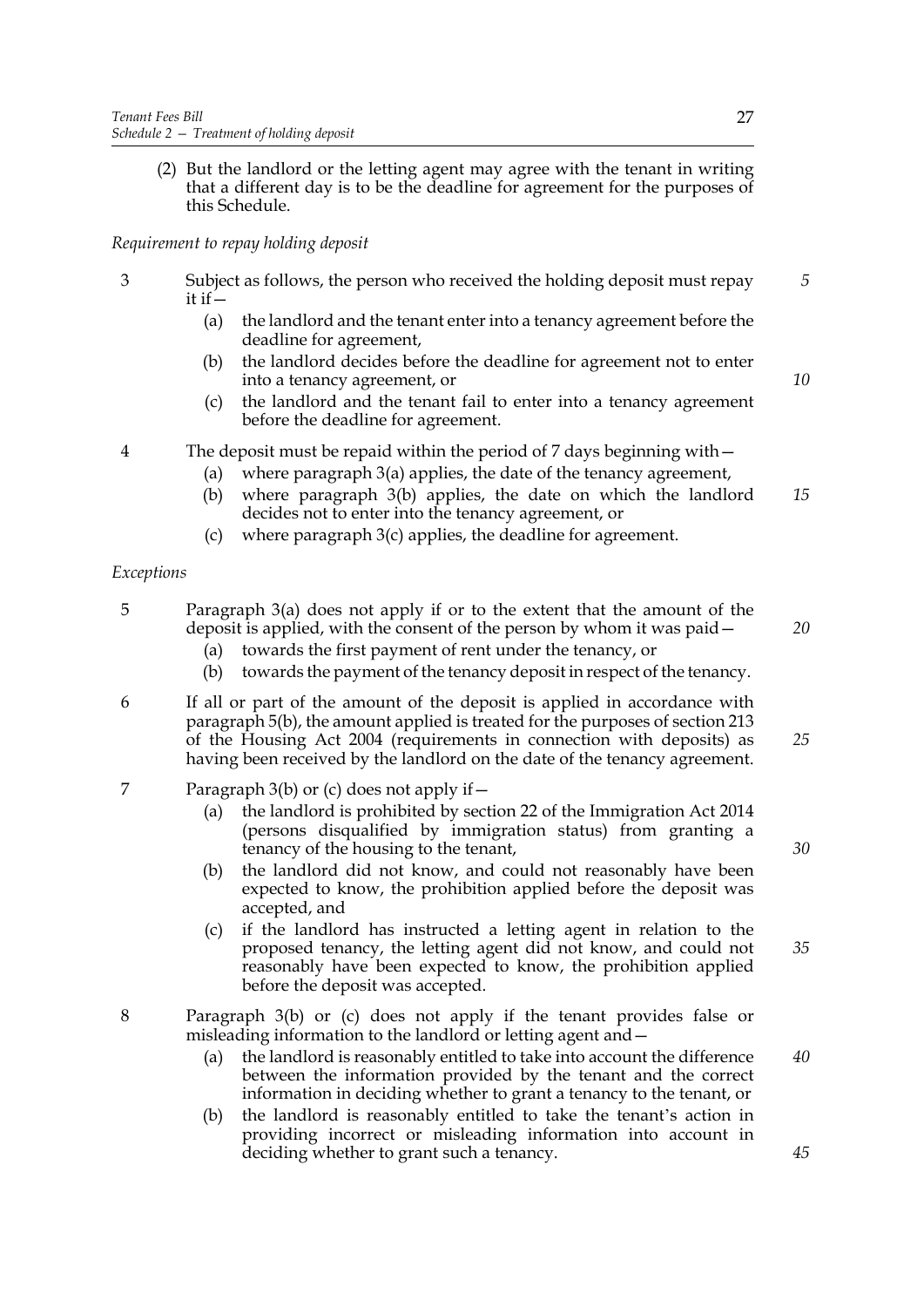(2) But the landlord or the letting agent may agree with the tenant in writing that a different day is to be the deadline for agreement for the purposes of this Schedule.

*Requirement to repay holding deposit*

3 Subject as follows, the person who received the holding deposit must repay it if—

(a) the landlord and the tenant enter into a tenancy agreement before the deadline for agreement,

(b) the landlord decides before the deadline for agreement not to enter into a tenancy agreement, or

(c) the landlord and the tenant fail to enter into a tenancy agreement before the deadline for agreement.

4 The deposit must be repaid within the period of 7 days beginning with—

(a) where paragraph 3(a) applies, the date of the tenancy agreement,

(b) where paragraph 3(b) applies, the date on which the landlord decides not to enter into the tenancy agreement, or

(c) where paragraph 3(c) applies, the deadline for agreement.

*Exceptions*

5 Paragraph 3(a) does not apply if or to the extent that the amount of the deposit is applied, with the consent of the person by whom it was paid—

(a) towards the first payment of rent under the tenancy, or

(b) towards the payment of the tenancy deposit in respect of the tenancy.

6 If all or part of the amount of the deposit is applied in accordance with paragraph 5(b), the amount applied is treated for the purposes of section 213 of the Housing Act 2004 (requirements in connection with deposits) as having been received by the landlord on the date of the tenancy agreement.

7 Paragraph 3(b) or (c) does not apply if—

(a) the landlord is prohibited by section 22 of the Immigration Act 2014 (persons disqualified by immigration status) from granting a tenancy of the housing to the tenant,

(b) the landlord did not know, and could not reasonably have been expected to know, the prohibition applied before the deposit was accepted, and

(c) if the landlord has instructed a letting agent in relation to the proposed tenancy, the letting agent did not know, and could not reasonably have been expected to know, the prohibition applied before the deposit was accepted.

8 Paragraph 3(b) or (c) does not apply if the tenant provides false or misleading information to the landlord or letting agent and—

(a) the landlord is reasonably entitled to take into account the difference between the information provided by the tenant and the correct information in deciding whether to grant a tenancy to the tenant, or

(b) the landlord is reasonably entitled to take the tenant's action in providing incorrect or misleading information into account in deciding whether to grant such a tenancy.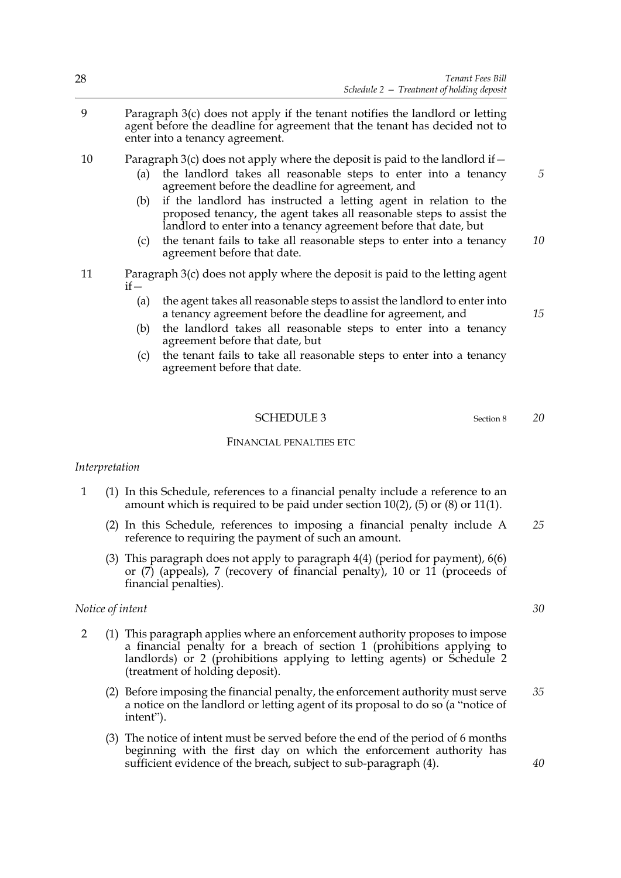9 Paragraph 3(c) does not apply if the tenant notifies the landlord or letting agent before the deadline for agreement that the tenant has decided not to enter into a tenancy agreement.

10 Paragraph 3(c) does not apply where the deposit is paid to the landlord if—

(a) the landlord takes all reasonable steps to enter into a tenancy agreement before the deadline for agreement, and

(b) if the landlord has instructed a letting agent in relation to the proposed tenancy, the agent takes all reasonable steps to assist the landlord to enter into a tenancy agreement before that date, but

(c) the tenant fails to take all reasonable steps to enter into a tenancy agreement before that date.

11 Paragraph 3(c) does not apply where the deposit is paid to the letting agent if—

(a) the agent takes all reasonable steps to assist the landlord to enter into a tenancy agreement before the deadline for agreement, and

(b) the landlord takes all reasonable steps to enter into a tenancy agreement before that date, but

(c) the tenant fails to take all reasonable steps to enter into a tenancy agreement before that date.

## SCHEDULE 3

Section 8

### FINANCIAL PENALTIES ETC

*Interpretation*

1 (1) In this Schedule, references to a financial penalty include a reference to an amount which is required to be paid under section 10(2), (5) or (8) or 11(1).

(2) In this Schedule, references to imposing a financial penalty include A reference to requiring the payment of such an amount.

(3) This paragraph does not apply to paragraph 4(4) (period for payment), 6(6) or (7) (appeals), 7 (recovery of financial penalty), 10 or 11 (proceeds of financial penalties).

*Notice of intent*

2 (1) This paragraph applies where an enforcement authority proposes to impose a financial penalty for a breach of section 1 (prohibitions applying to landlords) or 2 (prohibitions applying to letting agents) or Schedule 2 (treatment of holding deposit).

(2) Before imposing the financial penalty, the enforcement authority must serve a notice on the landlord or letting agent of its proposal to do so (a "notice of intent").

(3) The notice of intent must be served before the end of the period of 6 months beginning with the first day on which the enforcement authority has sufficient evidence of the breach, subject to sub-paragraph (4).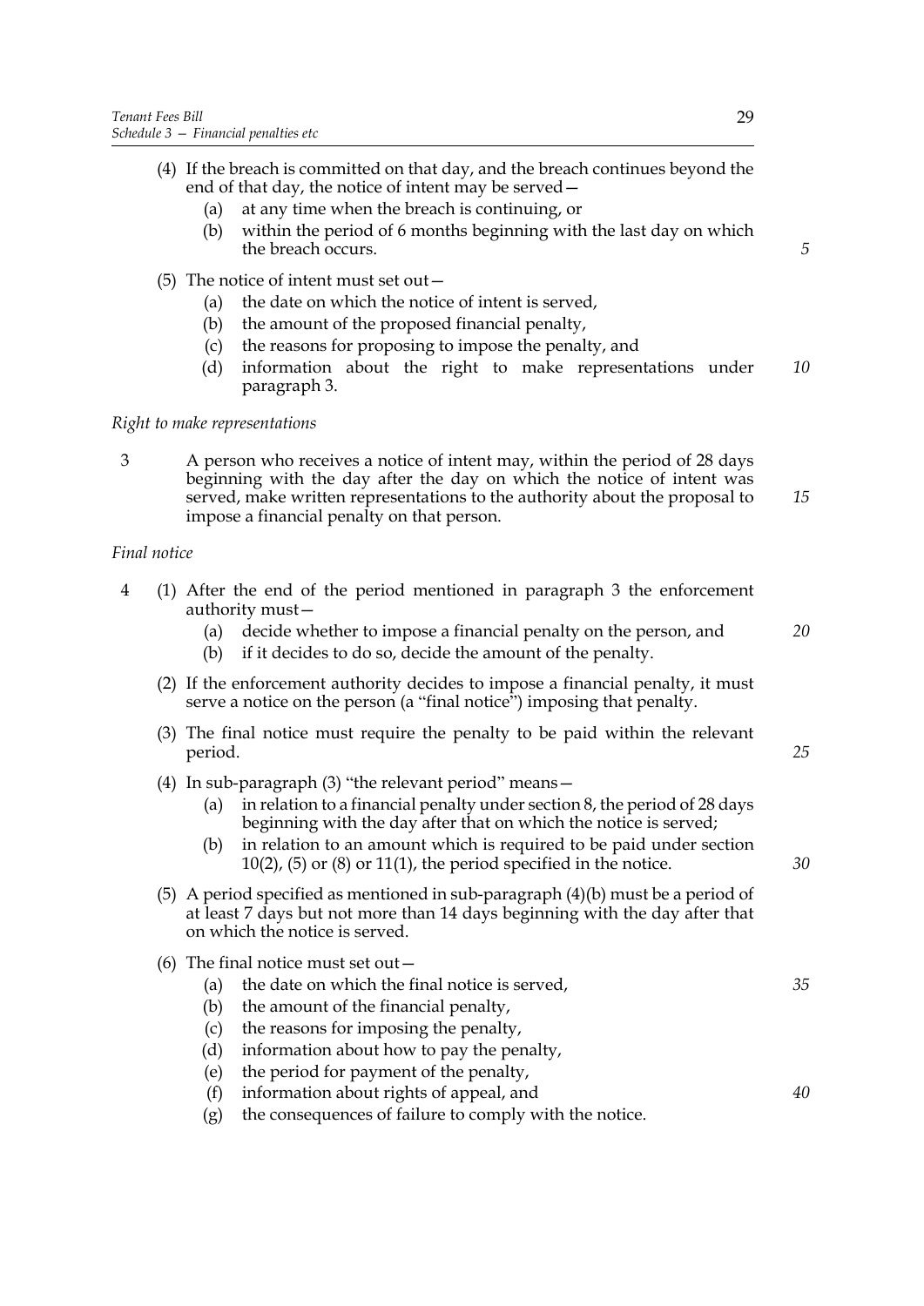(4) If the breach is committed on that day, and the breach continues beyond the end of that day, the notice of intent may be served—

   (a) at any time when the breach is continuing, or

   (b) within the period of 6 months beginning with the last day on which the breach occurs.

(5) The notice of intent must set out—

   (a) the date on which the notice of intent is served,

   (b) the amount of the proposed financial penalty,

   (c) the reasons for proposing to impose the penalty, and

   (d) information about the right to make representations under paragraph 3.

*Right to make representations*

3 A person who receives a notice of intent may, within the period of 28 days beginning with the day after the day on which the notice of intent was served, make written representations to the authority about the proposal to impose a financial penalty on that person.

*Final notice*

4 (1) After the end of the period mentioned in paragraph 3 the enforcement authority must—

   (a) decide whether to impose a financial penalty on the person, and

   (b) if it decides to do so, decide the amount of the penalty.

(2) If the enforcement authority decides to impose a financial penalty, it must serve a notice on the person (a "final notice") imposing that penalty.

(3) The final notice must require the penalty to be paid within the relevant period.

(4) In sub-paragraph (3) "the relevant period" means—

   (a) in relation to a financial penalty under section 8, the period of 28 days beginning with the day after that on which the notice is served;

   (b) in relation to an amount which is required to be paid under section 10(2), (5) or (8) or 11(1), the period specified in the notice.

(5) A period specified as mentioned in sub-paragraph (4)(b) must be a period of at least 7 days but not more than 14 days beginning with the day after that on which the notice is served.

(6) The final notice must set out—

   (a) the date on which the final notice is served,

   (b) the amount of the financial penalty,

   (c) the reasons for imposing the penalty,

   (d) information about how to pay the penalty,

   (e) the period for payment of the penalty,

   (f) information about rights of appeal, and

   (g) the consequences of failure to comply with the notice.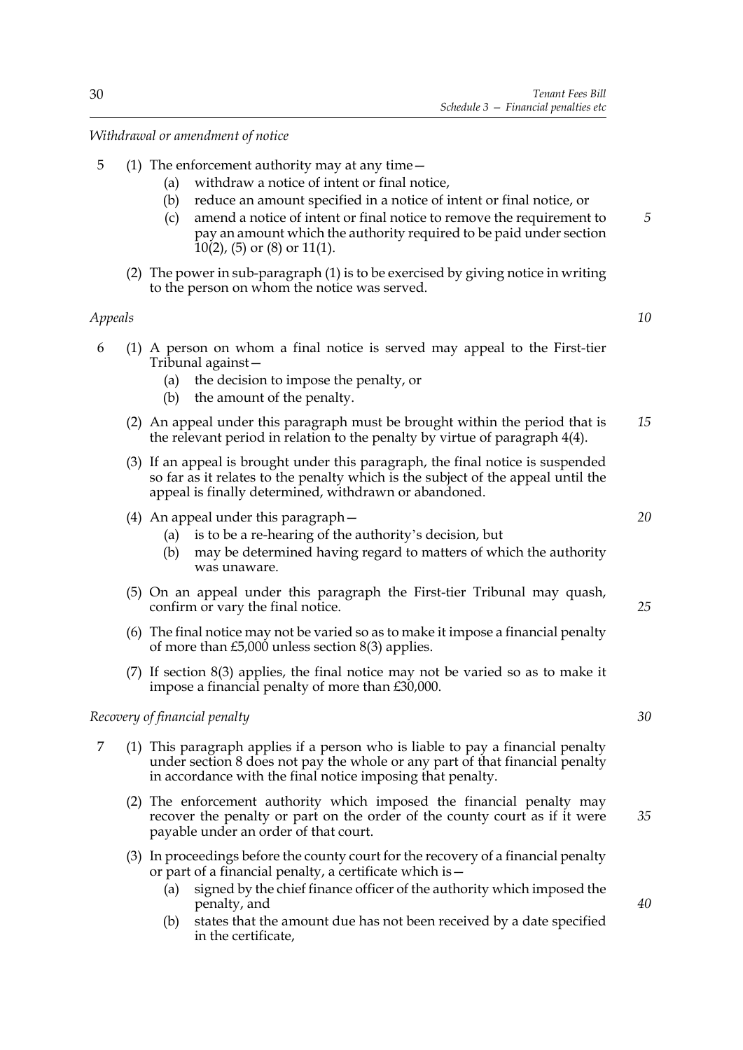*Withdrawal or amendment of notice*

5 (1) The enforcement authority may at any time—

(a) withdraw a notice of intent or final notice,

(b) reduce an amount specified in a notice of intent or final notice, or

(c) amend a notice of intent or final notice to remove the requirement to pay an amount which the authority required to be paid under section 10(2), (5) or (8) or 11(1).

(2) The power in sub-paragraph (1) is to be exercised by giving notice in writing to the person on whom the notice was served.

*Appeals*

6 (1) A person on whom a final notice is served may appeal to the First-tier Tribunal against—

(a) the decision to impose the penalty, or

(b) the amount of the penalty.

(2) An appeal under this paragraph must be brought within the period that is the relevant period in relation to the penalty by virtue of paragraph 4(4).

(3) If an appeal is brought under this paragraph, the final notice is suspended so far as it relates to the penalty which is the subject of the appeal until the appeal is finally determined, withdrawn or abandoned.

(4) An appeal under this paragraph—

(a) is to be a re-hearing of the authority's decision, but

(b) may be determined having regard to matters of which the authority was unaware.

(5) On an appeal under this paragraph the First-tier Tribunal may quash, confirm or vary the final notice.

(6) The final notice may not be varied so as to make it impose a financial penalty of more than £5,000 unless section 8(3) applies.

(7) If section 8(3) applies, the final notice may not be varied so as to make it impose a financial penalty of more than £30,000.

*Recovery of financial penalty*

7 (1) This paragraph applies if a person who is liable to pay a financial penalty under section 8 does not pay the whole or any part of that financial penalty in accordance with the final notice imposing that penalty.

(2) The enforcement authority which imposed the financial penalty may recover the penalty or part on the order of the county court as if it were payable under an order of that court.

(3) In proceedings before the county court for the recovery of a financial penalty or part of a financial penalty, a certificate which is—

(a) signed by the chief finance officer of the authority which imposed the penalty, and

(b) states that the amount due has not been received by a date specified in the certificate,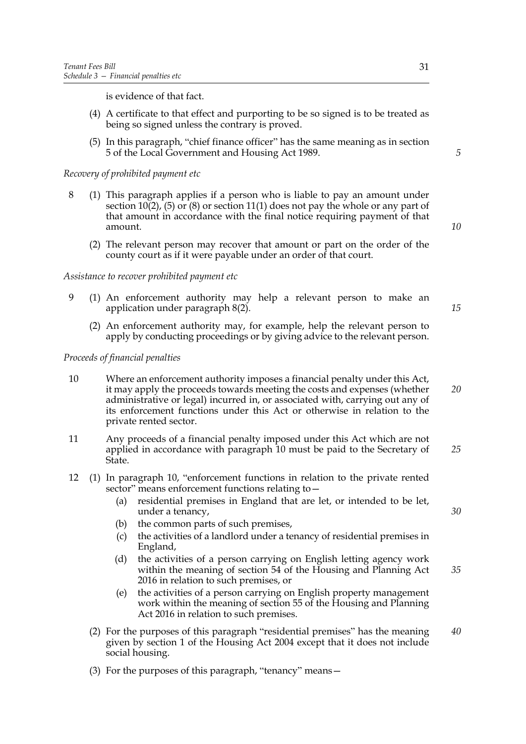is evidence of that fact.

(4) A certificate to that effect and purporting to be so signed is to be treated as being so signed unless the contrary is proved.

(5) In this paragraph, "chief finance officer" has the same meaning as in section 5 of the Local Government and Housing Act 1989.

*Recovery of prohibited payment etc*

8 (1) This paragraph applies if a person who is liable to pay an amount under section 10(2), (5) or (8) or section 11(1) does not pay the whole or any part of that amount in accordance with the final notice requiring payment of that amount.

(2) The relevant person may recover that amount or part on the order of the county court as if it were payable under an order of that court.

*Assistance to recover prohibited payment etc*

9 (1) An enforcement authority may help a relevant person to make an application under paragraph 8(2).

(2) An enforcement authority may, for example, help the relevant person to apply by conducting proceedings or by giving advice to the relevant person.

*Proceeds of financial penalties*

10 Where an enforcement authority imposes a financial penalty under this Act, it may apply the proceeds towards meeting the costs and expenses (whether administrative or legal) incurred in, or associated with, carrying out any of its enforcement functions under this Act or otherwise in relation to the private rented sector.

11 Any proceeds of a financial penalty imposed under this Act which are not applied in accordance with paragraph 10 must be paid to the Secretary of State.

12 (1) In paragraph 10, "enforcement functions in relation to the private rented sector" means enforcement functions relating to—

(a) residential premises in England that are let, or intended to be let, under a tenancy,

(b) the common parts of such premises,

(c) the activities of a landlord under a tenancy of residential premises in England,

(d) the activities of a person carrying on English letting agency work within the meaning of section 54 of the Housing and Planning Act 2016 in relation to such premises, or

(e) the activities of a person carrying on English property management work within the meaning of section 55 of the Housing and Planning Act 2016 in relation to such premises.

(2) For the purposes of this paragraph "residential premises" has the meaning given by section 1 of the Housing Act 2004 except that it does not include social housing.

(3) For the purposes of this paragraph, "tenancy" means—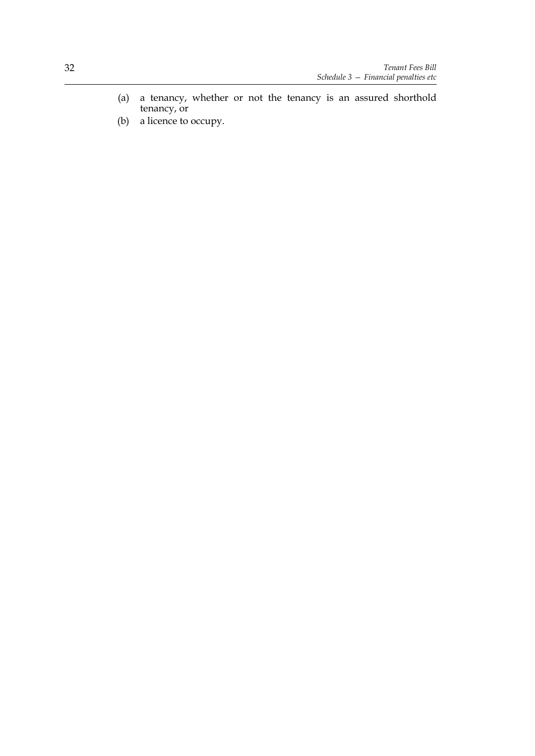(a) a tenancy, whether or not the tenancy is an assured shorthold tenancy, or

(b) a licence to occupy.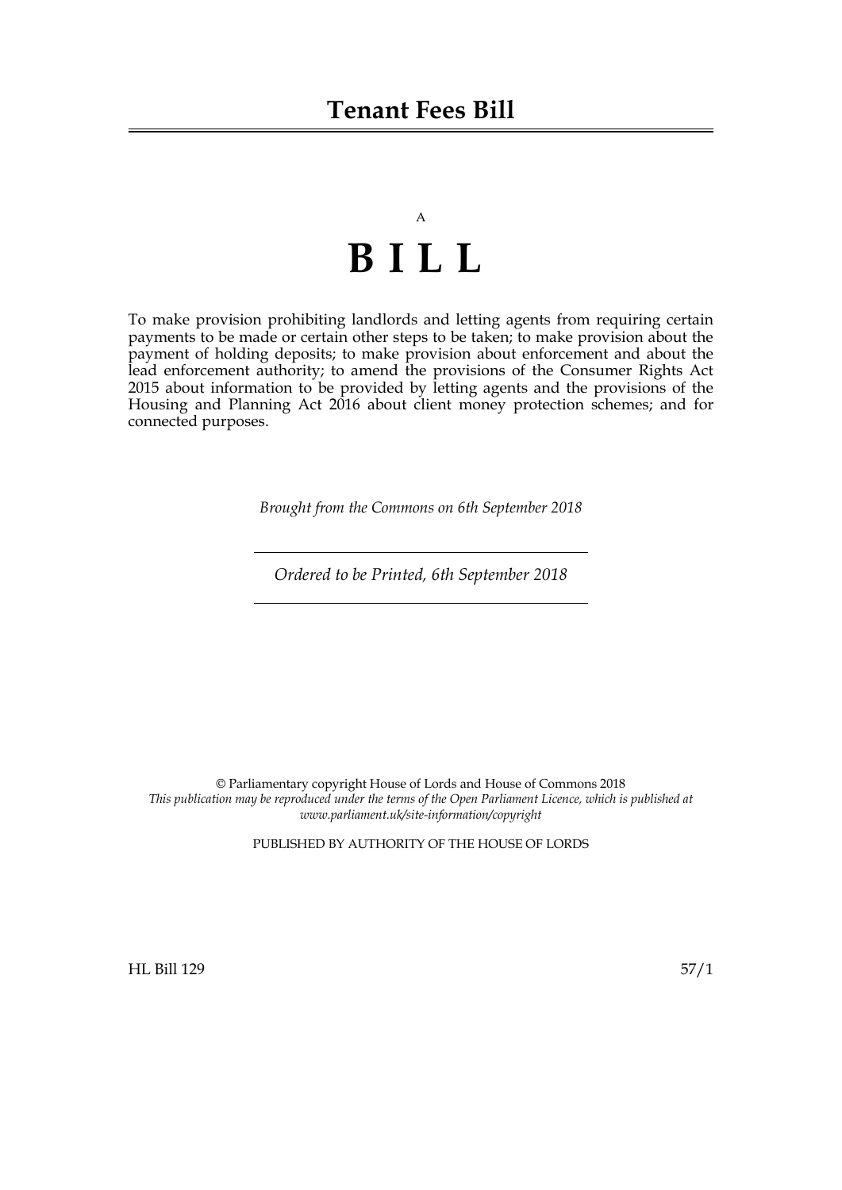# Tenant Fees Bill

A

# B I L L

To make provision prohibiting landlords and letting agents from requiring certain payments to be made or certain other steps to be taken; to make provision about the payment of holding deposits; to make provision about enforcement and about the lead enforcement authority; to amend the provisions of the Consumer Rights Act 2015 about information to be provided by letting agents and the provisions of the Housing and Planning Act 2016 about client money protection schemes; and for connected purposes.

*Brought from the Commons on 6th September 2018*

*Ordered to be Printed, 6th September 2018*

© Parliamentary copyright House of Lords and House of Commons 2018
*This publication may be reproduced under the terms of the Open Parliament Licence, which is published at www.parliament.uk/site-information/copyright*

PUBLISHED BY AUTHORITY OF THE HOUSE OF LORDS

HL Bill 129 57/1